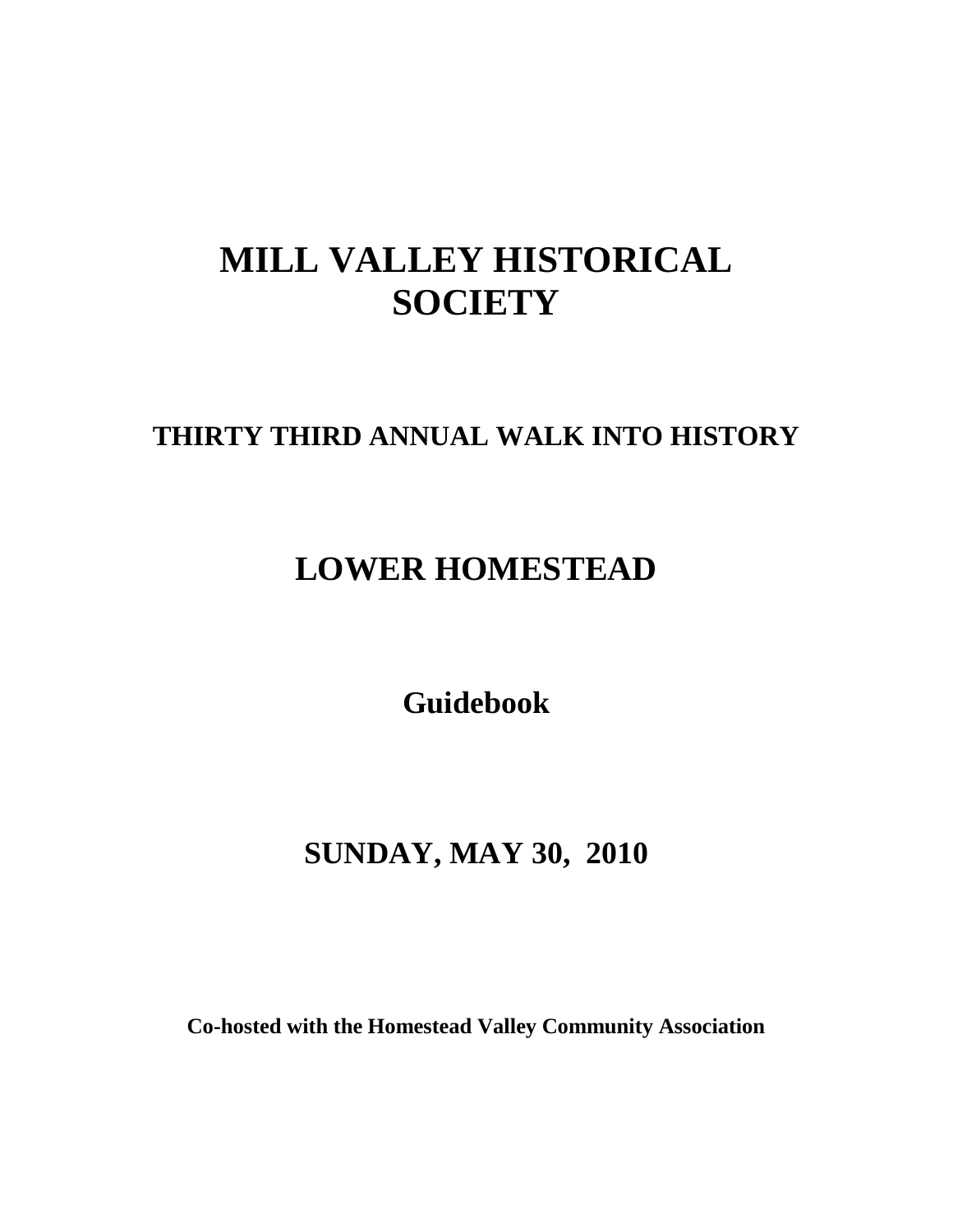# MILL VALLEY HISTORICAL SOCIETY

## THIRTY THIRD ANNUAL WALK INTO HISTORY

# LOWER HOMESTEAD

## Guidebook

## SUNDAY, MAY 30, 2010

**Co-hosted with the Homestead Valley Community Association**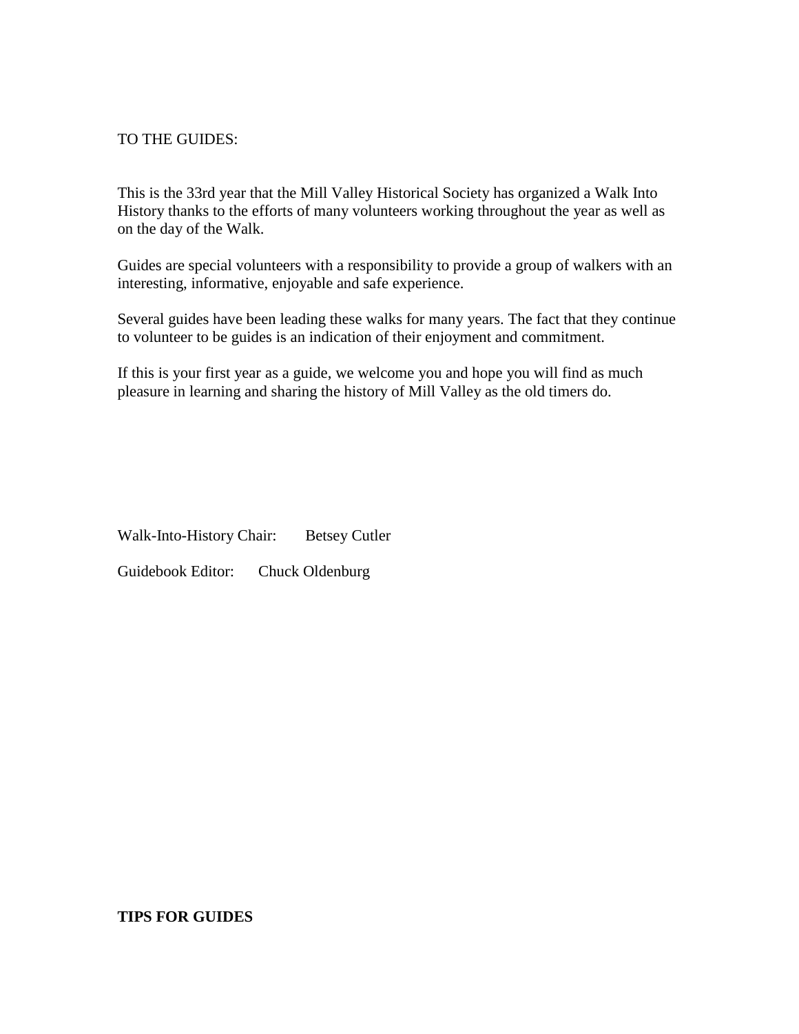TO THE GUIDES:

This is the 33rd year that the Mill Valley Historical Society has organized a Walk Into History thanks to the efforts of many volunteers working throughout the year as well as on the day of the Walk.

Guides are special volunteers with a responsibility to provide a group of walkers with an interesting, informative, enjoyable and safe experience.

Several guides have been leading these walks for many years. The fact that they continue to volunteer to be guides is an indication of their enjoyment and commitment.

If this is your first year as a guide, we welcome you and hope you will find as much pleasure in learning and sharing the history of Mill Valley as the old timers do.

Walk-Into-History Chair: Betsey Cutler

Guidebook Editor: Chuck Oldenburg

**TIPS FOR GUIDES**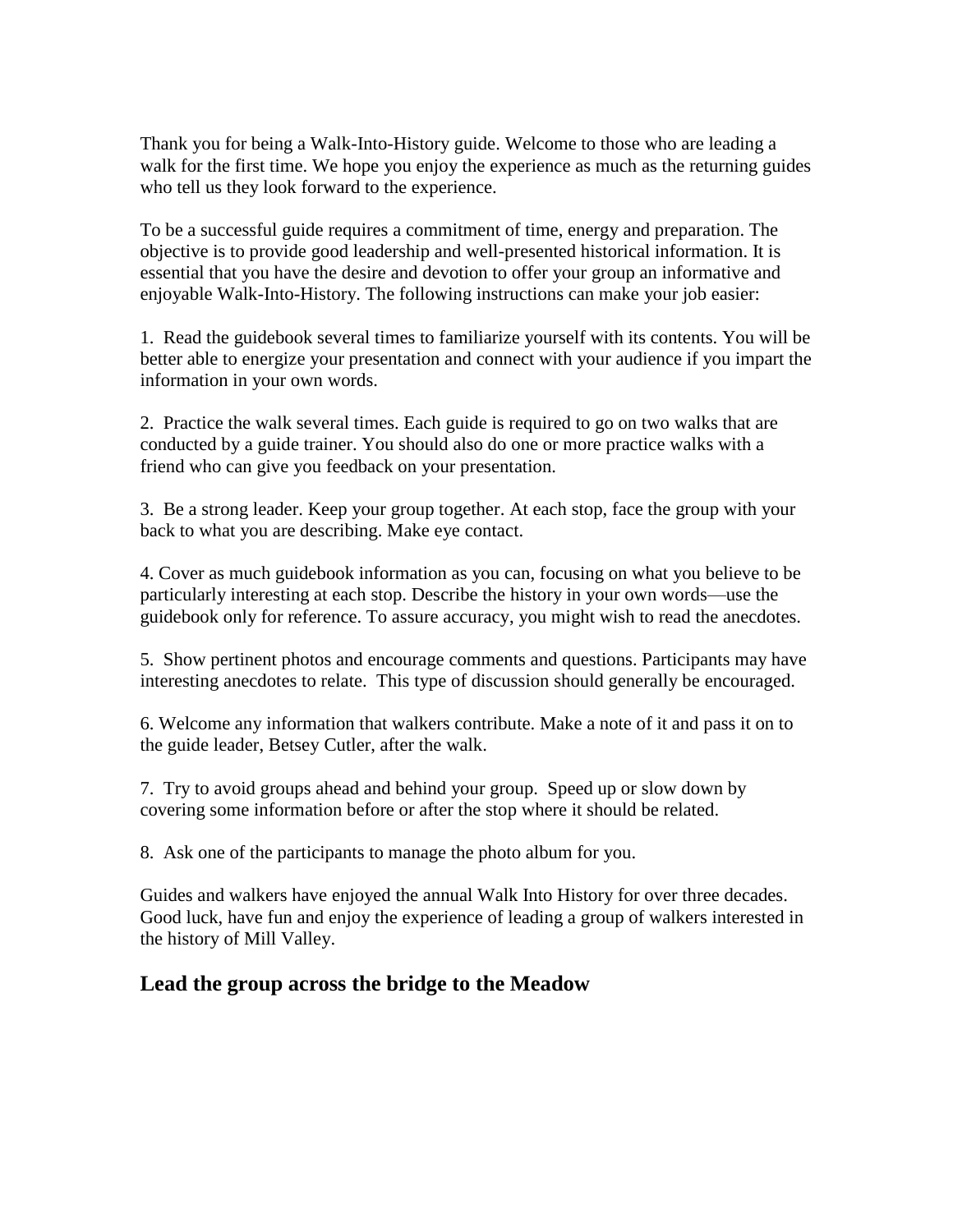Thank you for being a Walk-Into-History guide. Welcome to those who are leading a walk for the first time. We hope you enjoy the experience as much as the returning guides who tell us they look forward to the experience.

To be a successful guide requires a commitment of time, energy and preparation. The objective is to provide good leadership and well-presented historical information. It is essential that you have the desire and devotion to offer your group an informative and enjoyable Walk-Into-History. The following instructions can make your job easier:

1. Read the guidebook several times to familiarize yourself with its contents. You will be better able to energize your presentation and connect with your audience if you impart the information in your own words.

2. Practice the walk several times. Each guide is required to go on two walks that are conducted by a guide trainer. You should also do one or more practice walks with a friend who can give you feedback on your presentation.

3. Be a strong leader. Keep your group together. At each stop, face the group with your back to what you are describing. Make eye contact.

4. Cover as much guidebook information as you can, focusing on what you believe to be particularly interesting at each stop. Describe the history in your own words—use the guidebook only for reference. To assure accuracy, you might wish to read the anecdotes.

5. Show pertinent photos and encourage comments and questions. Participants may have interesting anecdotes to relate. This type of discussion should generally be encouraged.

6. Welcome any information that walkers contribute. Make a note of it and pass it on to the guide leader, Betsey Cutler, after the walk.

7. Try to avoid groups ahead and behind your group. Speed up or slow down by covering some information before or after the stop where it should be related.

8. Ask one of the participants to manage the photo album for you.

Guides and walkers have enjoyed the annual Walk Into History for over three decades. Good luck, have fun and enjoy the experience of leading a group of walkers interested in the history of Mill Valley.

## Lead the group across the bridge to the Meadow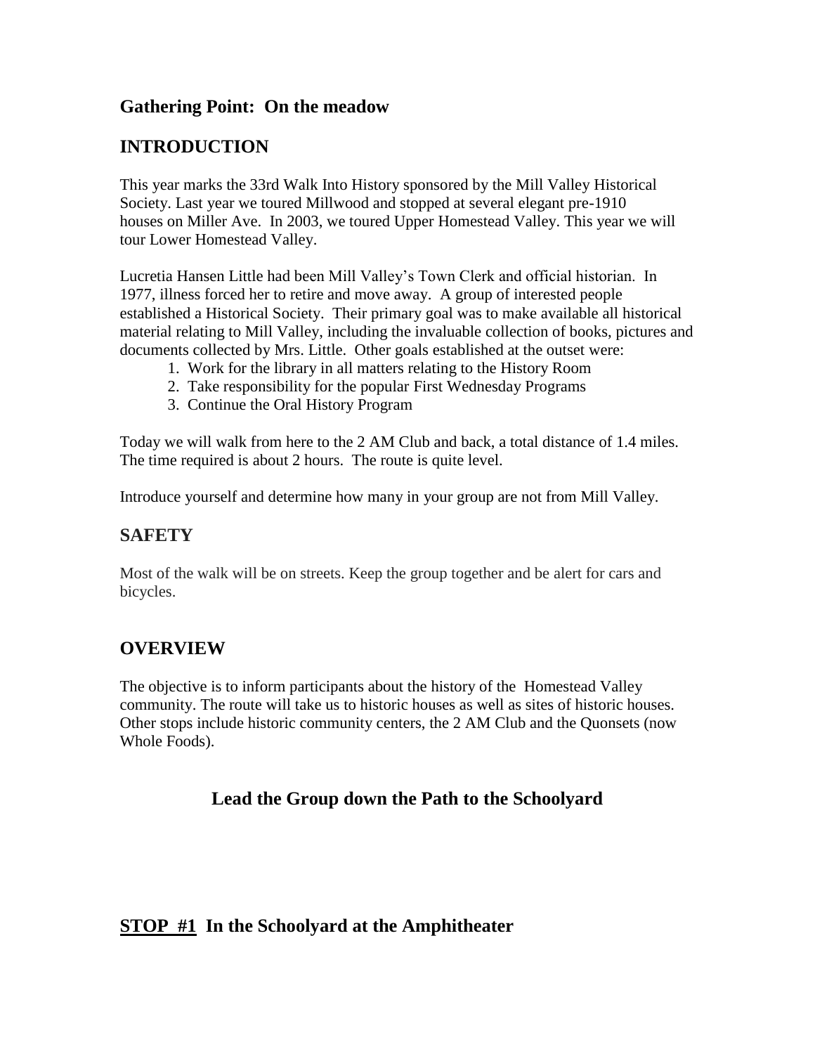### Gathering Point: On the meadow

## INTRODUCTION

This year marks the 33rd Walk Into History sponsored by the Mill Valley Historical Society. Last year we toured Millwood and stopped at several elegant pre-1910 houses on Miller Ave. In 2003, we toured Upper Homestead Valley. This year we will tour Lower Homestead Valley.

Lucretia Hansen Little had been Mill Valley's Town Clerk and official historian. In 1977, illness forced her to retire and move away. A group of interested people established a Historical Society. Their primary goal was to make available all historical material relating to Mill Valley, including the invaluable collection of books, pictures and documents collected by Mrs. Little. Other goals established at the outset were:

1. Work for the library in all matters relating to the History Room
2. Take responsibility for the popular First Wednesday Programs
3. Continue the Oral History Program

Today we will walk from here to the 2 AM Club and back, a total distance of 1.4 miles. The time required is about 2 hours. The route is quite level.

Introduce yourself and determine how many in your group are not from Mill Valley.

## SAFETY

Most of the walk will be on streets. Keep the group together and be alert for cars and bicycles.

## OVERVIEW

The objective is to inform participants about the history of the Homestead Valley community. The route will take us to historic houses as well as sites of historic houses. Other stops include historic community centers, the 2 AM Club and the Quonsets (now Whole Foods).

### Lead the Group down the Path to the Schoolyard

## <u>STOP #1</u> In the Schoolyard at the Amphitheater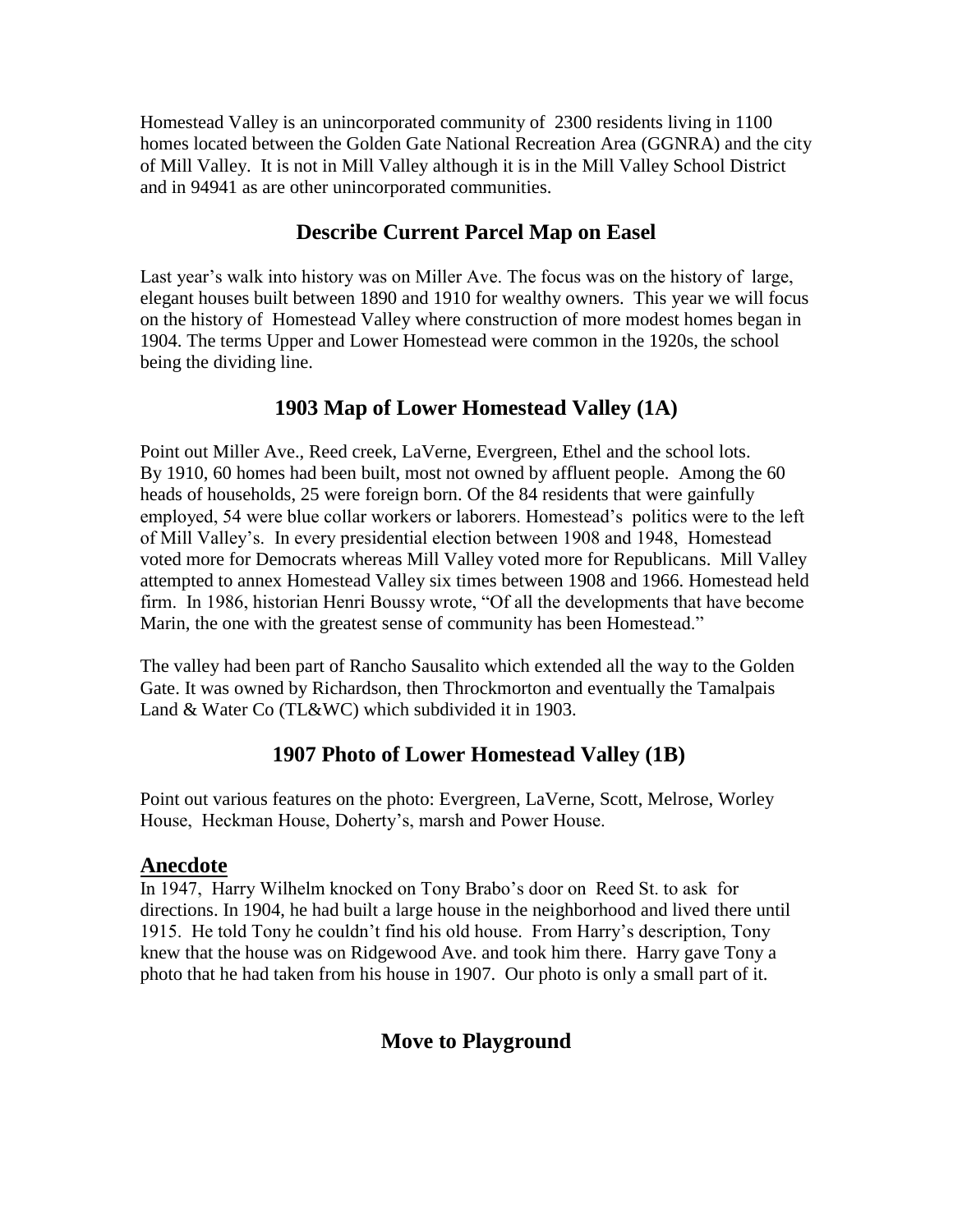Homestead Valley is an unincorporated community of 2300 residents living in 1100 homes located between the Golden Gate National Recreation Area (GGNRA) and the city of Mill Valley. It is not in Mill Valley although it is in the Mill Valley School District and in 94941 as are other unincorporated communities.

## Describe Current Parcel Map on Easel

Last year's walk into history was on Miller Ave. The focus was on the history of large, elegant houses built between 1890 and 1910 for wealthy owners. This year we will focus on the history of Homestead Valley where construction of more modest homes began in 1904. The terms Upper and Lower Homestead were common in the 1920s, the school being the dividing line.

## 1903 Map of Lower Homestead Valley (1A)

Point out Miller Ave., Reed creek, LaVerne, Evergreen, Ethel and the school lots. By 1910, 60 homes had been built, most not owned by affluent people. Among the 60 heads of households, 25 were foreign born. Of the 84 residents that were gainfully employed, 54 were blue collar workers or laborers. Homestead's politics were to the left of Mill Valley's. In every presidential election between 1908 and 1948, Homestead voted more for Democrats whereas Mill Valley voted more for Republicans. Mill Valley attempted to annex Homestead Valley six times between 1908 and 1966. Homestead held firm. In 1986, historian Henri Boussy wrote, "Of all the developments that have become Marin, the one with the greatest sense of community has been Homestead."

The valley had been part of Rancho Sausalito which extended all the way to the Golden Gate. It was owned by Richardson, then Throckmorton and eventually the Tamalpais Land & Water Co (TL&WC) which subdivided it in 1903.

## 1907 Photo of Lower Homestead Valley (1B)

Point out various features on the photo: Evergreen, LaVerne, Scott, Melrose, Worley House, Heckman House, Doherty's, marsh and Power House.

### Anecdote

In 1947, Harry Wilhelm knocked on Tony Brabo's door on Reed St. to ask for directions. In 1904, he had built a large house in the neighborhood and lived there until 1915. He told Tony he couldn't find his old house. From Harry's description, Tony knew that the house was on Ridgewood Ave. and took him there. Harry gave Tony a photo that he had taken from his house in 1907. Our photo is only a small part of it.

## Move to Playground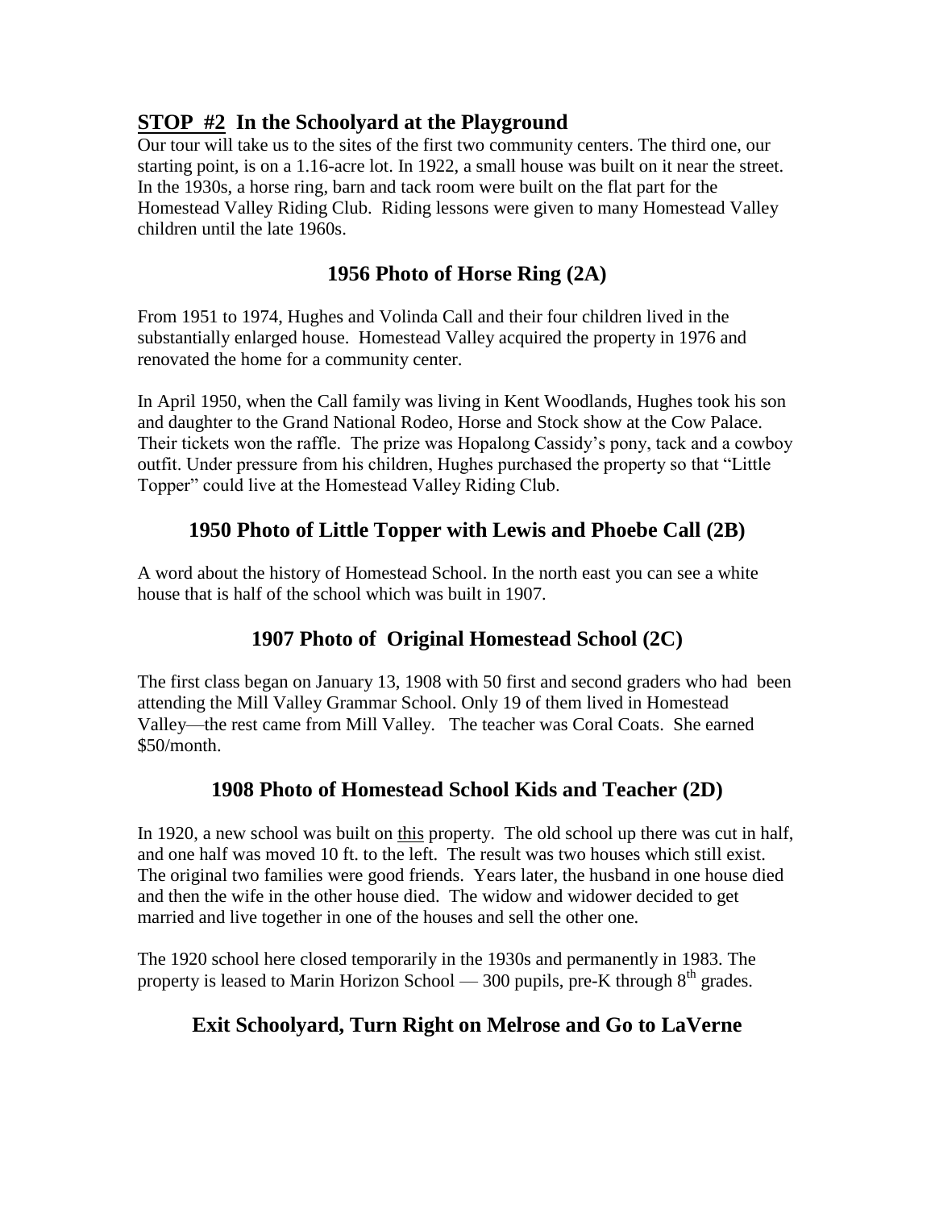## **STOP #2 In the Schoolyard at the Playground**

Our tour will take us to the sites of the first two community centers. The third one, our starting point, is on a 1.16-acre lot. In 1922, a small house was built on it near the street. In the 1930s, a horse ring, barn and tack room were built on the flat part for the Homestead Valley Riding Club. Riding lessons were given to many Homestead Valley children until the late 1960s.

### **1956 Photo of Horse Ring (2A)**

From 1951 to 1974, Hughes and Volinda Call and their four children lived in the substantially enlarged house. Homestead Valley acquired the property in 1976 and renovated the home for a community center.

In April 1950, when the Call family was living in Kent Woodlands, Hughes took his son and daughter to the Grand National Rodeo, Horse and Stock show at the Cow Palace. Their tickets won the raffle. The prize was Hopalong Cassidy's pony, tack and a cowboy outfit. Under pressure from his children, Hughes purchased the property so that "Little Topper" could live at the Homestead Valley Riding Club.

### **1950 Photo of Little Topper with Lewis and Phoebe Call (2B)**

A word about the history of Homestead School. In the north east you can see a white house that is half of the school which was built in 1907.

### **1907 Photo of Original Homestead School (2C)**

The first class began on January 13, 1908 with 50 first and second graders who had been attending the Mill Valley Grammar School. Only 19 of them lived in Homestead Valley—the rest came from Mill Valley. The teacher was Coral Coats. She earned $50/month.

### **1908 Photo of Homestead School Kids and Teacher (2D)**

In 1920, a new school was built on <u>this</u> property. The old school up there was cut in half, and one half was moved 10 ft. to the left. The result was two houses which still exist. The original two families were good friends. Years later, the husband in one house died and then the wife in the other house died. The widow and widower decided to get married and live together in one of the houses and sell the other one.

The 1920 school here closed temporarily in the 1930s and permanently in 1983. The property is leased to Marin Horizon School — 300 pupils, pre-K through 8th grades.

### **Exit Schoolyard, Turn Right on Melrose and Go to LaVerne**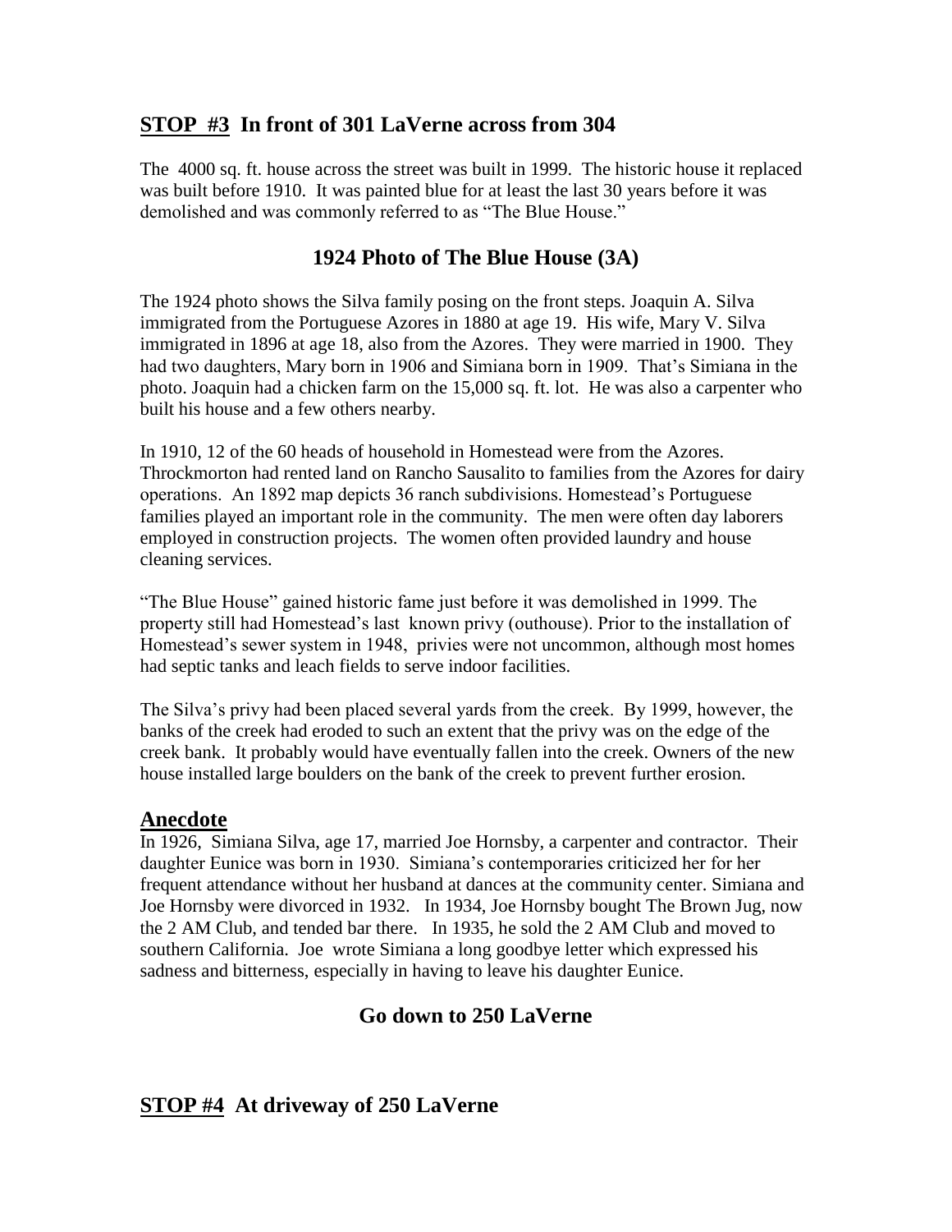## **STOP #3** In front of 301 LaVerne across from 304

The 4000 sq. ft. house across the street was built in 1999. The historic house it replaced was built before 1910. It was painted blue for at least the last 30 years before it was demolished and was commonly referred to as "The Blue House."

### 1924 Photo of The Blue House (3A)

The 1924 photo shows the Silva family posing on the front steps. Joaquin A. Silva immigrated from the Portuguese Azores in 1880 at age 19. His wife, Mary V. Silva immigrated in 1896 at age 18, also from the Azores. They were married in 1900. They had two daughters, Mary born in 1906 and Simiana born in 1909. That's Simiana in the photo. Joaquin had a chicken farm on the 15,000 sq. ft. lot. He was also a carpenter who built his house and a few others nearby.

In 1910, 12 of the 60 heads of household in Homestead were from the Azores. Throckmorton had rented land on Rancho Sausalito to families from the Azores for dairy operations. An 1892 map depicts 36 ranch subdivisions. Homestead's Portuguese families played an important role in the community. The men were often day laborers employed in construction projects. The women often provided laundry and house cleaning services.

"The Blue House" gained historic fame just before it was demolished in 1999. The property still had Homestead's last known privy (outhouse). Prior to the installation of Homestead's sewer system in 1948, privies were not uncommon, although most homes had septic tanks and leach fields to serve indoor facilities.

The Silva's privy had been placed several yards from the creek. By 1999, however, the banks of the creek had eroded to such an extent that the privy was on the edge of the creek bank. It probably would have eventually fallen into the creek. Owners of the new house installed large boulders on the bank of the creek to prevent further erosion.

## **Anecdote**

In 1926, Simiana Silva, age 17, married Joe Hornsby, a carpenter and contractor. Their daughter Eunice was born in 1930. Simiana's contemporaries criticized her for her frequent attendance without her husband at dances at the community center. Simiana and Joe Hornsby were divorced in 1932. In 1934, Joe Hornsby bought The Brown Jug, now the 2 AM Club, and tended bar there. In 1935, he sold the 2 AM Club and moved to southern California. Joe wrote Simiana a long goodbye letter which expressed his sadness and bitterness, especially in having to leave his daughter Eunice.

### Go down to 250 LaVerne

## **STOP #4** At driveway of 250 LaVerne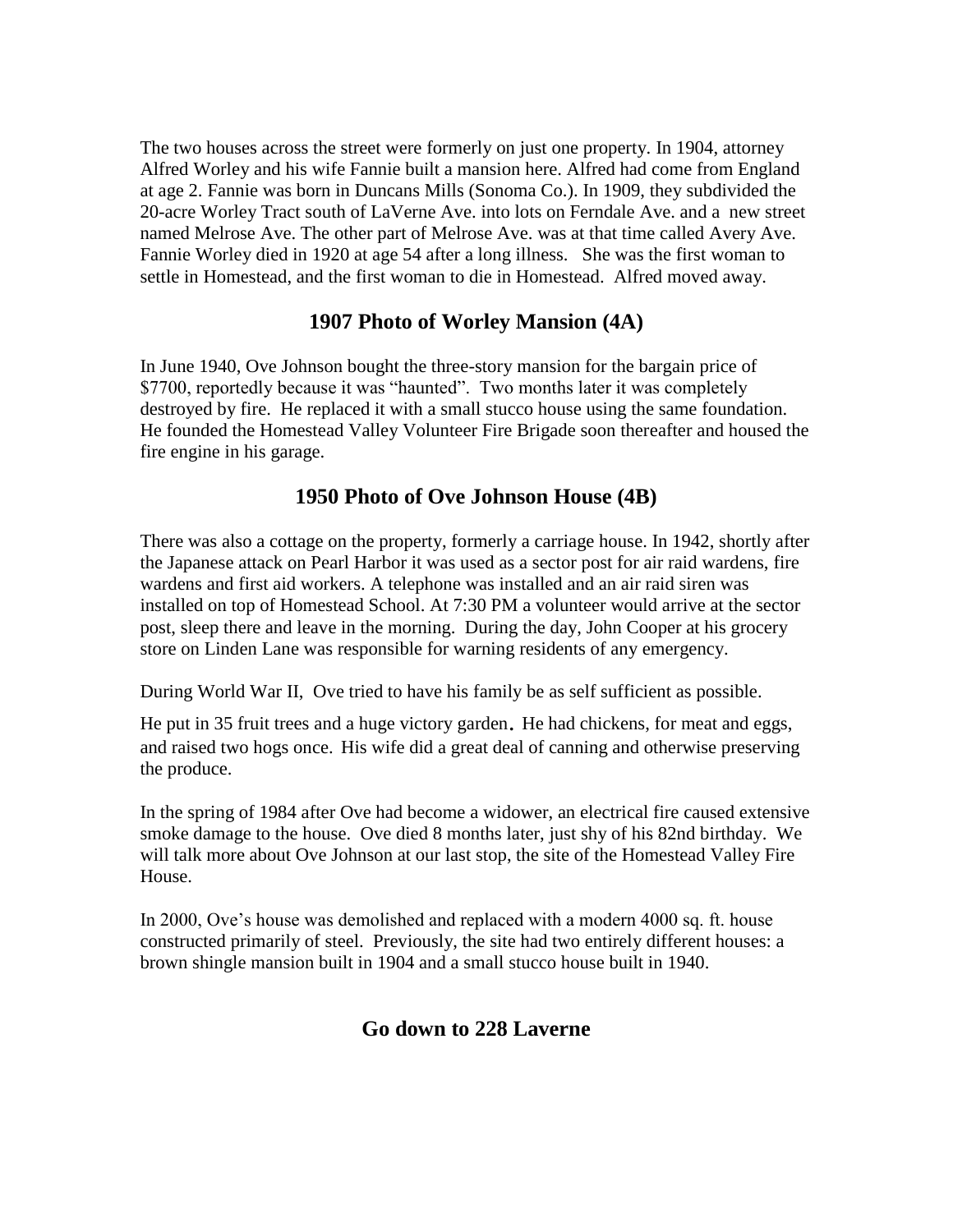The two houses across the street were formerly on just one property. In 1904, attorney Alfred Worley and his wife Fannie built a mansion here. Alfred had come from England at age 2. Fannie was born in Duncans Mills (Sonoma Co.). In 1909, they subdivided the 20-acre Worley Tract south of LaVerne Ave. into lots on Ferndale Ave. and a new street named Melrose Ave. The other part of Melrose Ave. was at that time called Avery Ave. Fannie Worley died in 1920 at age 54 after a long illness. She was the first woman to settle in Homestead, and the first woman to die in Homestead. Alfred moved away.

## 1907 Photo of Worley Mansion (4A)

In June 1940, Ove Johnson bought the three-story mansion for the bargain price of $7700, reportedly because it was "haunted". Two months later it was completely destroyed by fire. He replaced it with a small stucco house using the same foundation. He founded the Homestead Valley Volunteer Fire Brigade soon thereafter and housed the fire engine in his garage.

## 1950 Photo of Ove Johnson House (4B)

There was also a cottage on the property, formerly a carriage house. In 1942, shortly after the Japanese attack on Pearl Harbor it was used as a sector post for air raid wardens, fire wardens and first aid workers. A telephone was installed and an air raid siren was installed on top of Homestead School. At 7:30 PM a volunteer would arrive at the sector post, sleep there and leave in the morning. During the day, John Cooper at his grocery store on Linden Lane was responsible for warning residents of any emergency.

During World War II, Ove tried to have his family be as self sufficient as possible.

He put in 35 fruit trees and a huge victory garden. He had chickens, for meat and eggs, and raised two hogs once. His wife did a great deal of canning and otherwise preserving the produce.

In the spring of 1984 after Ove had become a widower, an electrical fire caused extensive smoke damage to the house. Ove died 8 months later, just shy of his 82nd birthday. We will talk more about Ove Johnson at our last stop, the site of the Homestead Valley Fire House.

In 2000, Ove's house was demolished and replaced with a modern 4000 sq. ft. house constructed primarily of steel. Previously, the site had two entirely different houses: a brown shingle mansion built in 1904 and a small stucco house built in 1940.

## Go down to 228 Laverne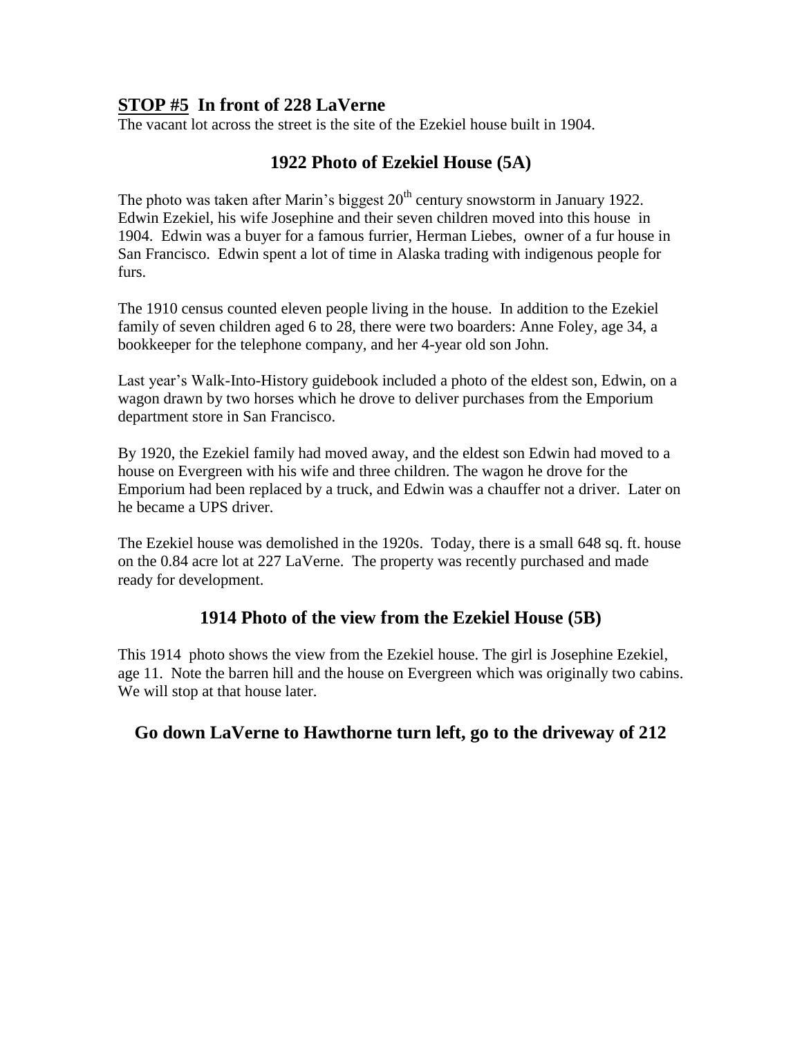## STOP #5 In front of 228 LaVerne

The vacant lot across the street is the site of the Ezekiel house built in 1904.

### 1922 Photo of Ezekiel House (5A)

The photo was taken after Marin's biggest $20^{th}$ century snowstorm in January 1922. Edwin Ezekiel, his wife Josephine and their seven children moved into this house in 1904. Edwin was a buyer for a famous furrier, Herman Liebes, owner of a fur house in San Francisco. Edwin spent a lot of time in Alaska trading with indigenous people for furs.

The 1910 census counted eleven people living in the house. In addition to the Ezekiel family of seven children aged 6 to 28, there were two boarders: Anne Foley, age 34, a bookkeeper for the telephone company, and her 4-year old son John.

Last year's Walk-Into-History guidebook included a photo of the eldest son, Edwin, on a wagon drawn by two horses which he drove to deliver purchases from the Emporium department store in San Francisco.

By 1920, the Ezekiel family had moved away, and the eldest son Edwin had moved to a house on Evergreen with his wife and three children. The wagon he drove for the Emporium had been replaced by a truck, and Edwin was a chauffer not a driver. Later on he became a UPS driver.

The Ezekiel house was demolished in the 1920s. Today, there is a small 648 sq. ft. house on the 0.84 acre lot at 227 LaVerne. The property was recently purchased and made ready for development.

### 1914 Photo of the view from the Ezekiel House (5B)

This 1914 photo shows the view from the Ezekiel house. The girl is Josephine Ezekiel, age 11. Note the barren hill and the house on Evergreen which was originally two cabins. We will stop at that house later.

### Go down LaVerne to Hawthorne turn left, go to the driveway of 212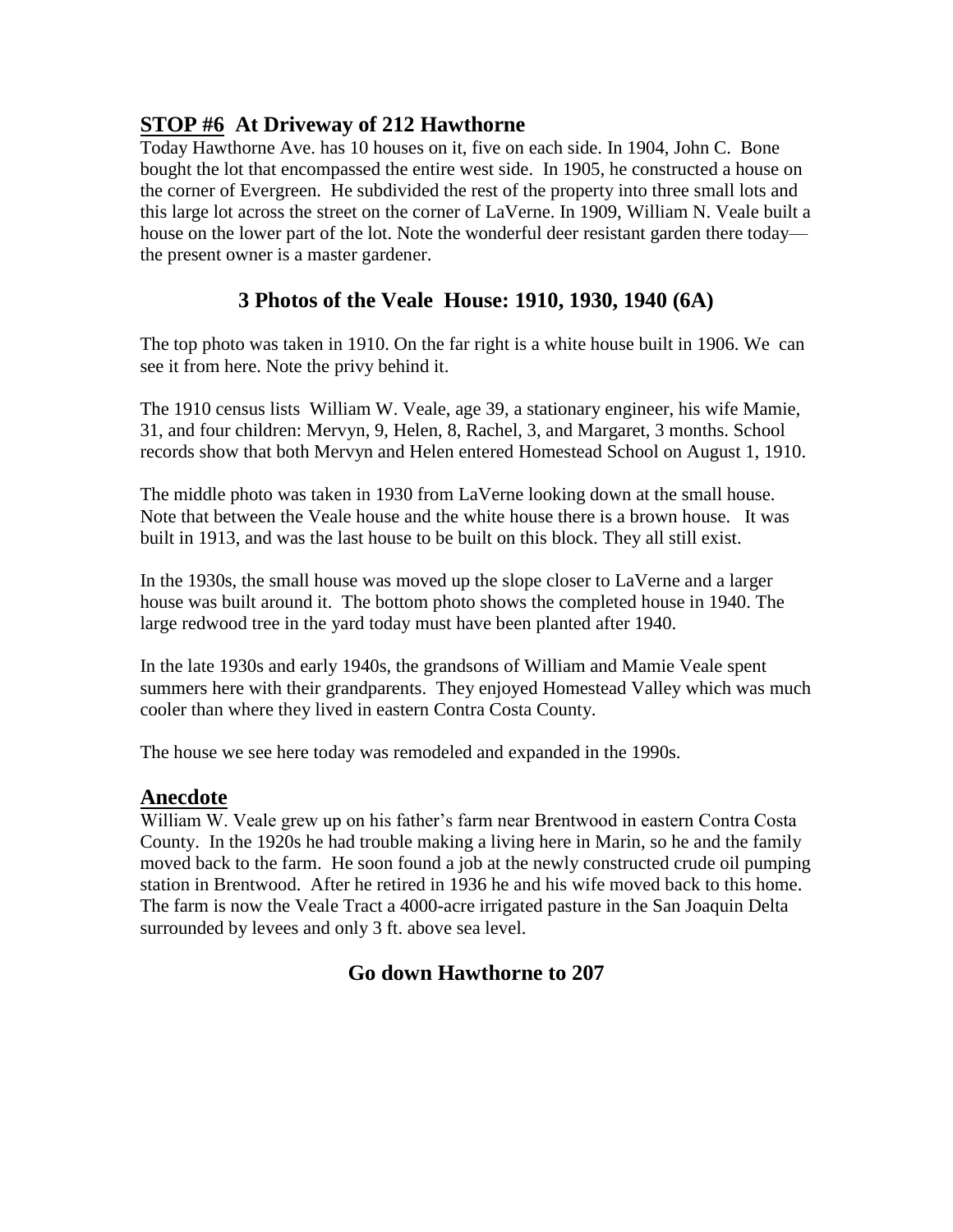## STOP #6 At Driveway of 212 Hawthorne

Today Hawthorne Ave. has 10 houses on it, five on each side. In 1904, John C. Bone bought the lot that encompassed the entire west side. In 1905, he constructed a house on the corner of Evergreen. He subdivided the rest of the property into three small lots and this large lot across the street on the corner of LaVerne. In 1909, William N. Veale built a house on the lower part of the lot. Note the wonderful deer resistant garden there today—the present owner is a master gardener.

### 3 Photos of the Veale House: 1910, 1930, 1940 (6A)

The top photo was taken in 1910. On the far right is a white house built in 1906. We can see it from here. Note the privy behind it.

The 1910 census lists William W. Veale, age 39, a stationary engineer, his wife Mamie, 31, and four children: Mervyn, 9, Helen, 8, Rachel, 3, and Margaret, 3 months. School records show that both Mervyn and Helen entered Homestead School on August 1, 1910.

The middle photo was taken in 1930 from LaVerne looking down at the small house. Note that between the Veale house and the white house there is a brown house. It was built in 1913, and was the last house to be built on this block. They all still exist.

In the 1930s, the small house was moved up the slope closer to LaVerne and a larger house was built around it. The bottom photo shows the completed house in 1940. The large redwood tree in the yard today must have been planted after 1940.

In the late 1930s and early 1940s, the grandsons of William and Mamie Veale spent summers here with their grandparents. They enjoyed Homestead Valley which was much cooler than where they lived in eastern Contra Costa County.

The house we see here today was remodeled and expanded in the 1990s.

## Anecdote

William W. Veale grew up on his father's farm near Brentwood in eastern Contra Costa County. In the 1920s he had trouble making a living here in Marin, so he and the family moved back to the farm. He soon found a job at the newly constructed crude oil pumping station in Brentwood. After he retired in 1936 he and his wife moved back to this home. The farm is now the Veale Tract a 4000-acre irrigated pasture in the San Joaquin Delta surrounded by levees and only 3 ft. above sea level.

### Go down Hawthorne to 207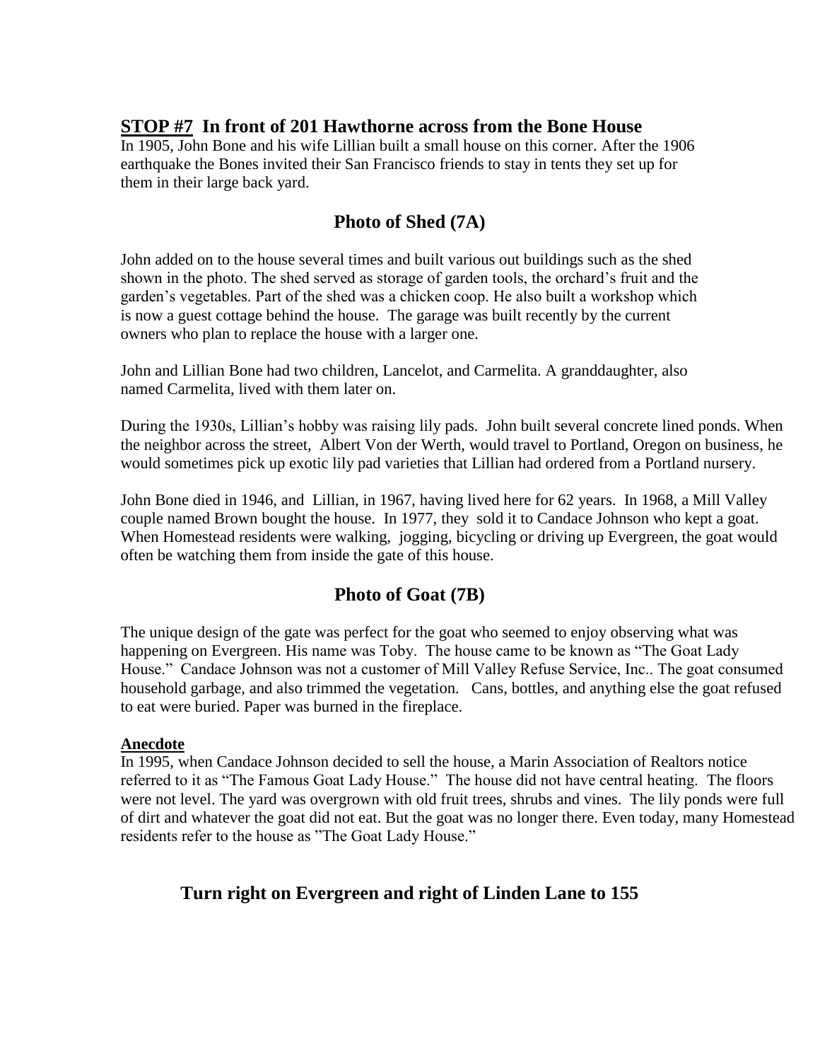## STOP #7 In front of 201 Hawthorne across from the Bone House

In 1905, John Bone and his wife Lillian built a small house on this corner. After the 1906 earthquake the Bones invited their San Francisco friends to stay in tents they set up for them in their large back yard.

### Photo of Shed (7A)

John added on to the house several times and built various out buildings such as the shed shown in the photo. The shed served as storage of garden tools, the orchard's fruit and the garden's vegetables. Part of the shed was a chicken coop. He also built a workshop which is now a guest cottage behind the house. The garage was built recently by the current owners who plan to replace the house with a larger one.

John and Lillian Bone had two children, Lancelot, and Carmelita. A granddaughter, also named Carmelita, lived with them later on.

During the 1930s, Lillian's hobby was raising lily pads. John built several concrete lined ponds. When the neighbor across the street, Albert Von der Werth, would travel to Portland, Oregon on business, he would sometimes pick up exotic lily pad varieties that Lillian had ordered from a Portland nursery.

John Bone died in 1946, and Lillian, in 1967, having lived here for 62 years. In 1968, a Mill Valley couple named Brown bought the house. In 1977, they sold it to Candace Johnson who kept a goat. When Homestead residents were walking, jogging, bicycling or driving up Evergreen, the goat would often be watching them from inside the gate of this house.

### Photo of Goat (7B)

The unique design of the gate was perfect for the goat who seemed to enjoy observing what was happening on Evergreen. His name was Toby. The house came to be known as "The Goat Lady House." Candace Johnson was not a customer of Mill Valley Refuse Service, Inc.. The goat consumed household garbage, and also trimmed the vegetation. Cans, bottles, and anything else the goat refused to eat were buried. Paper was burned in the fireplace.

**Anecdote**

In 1995, when Candace Johnson decided to sell the house, a Marin Association of Realtors notice referred to it as "The Famous Goat Lady House." The house did not have central heating. The floors were not level. The yard was overgrown with old fruit trees, shrubs and vines. The lily ponds were full of dirt and whatever the goat did not eat. But the goat was no longer there. Even today, many Homestead residents refer to the house as "The Goat Lady House."

### Turn right on Evergreen and right of Linden Lane to 155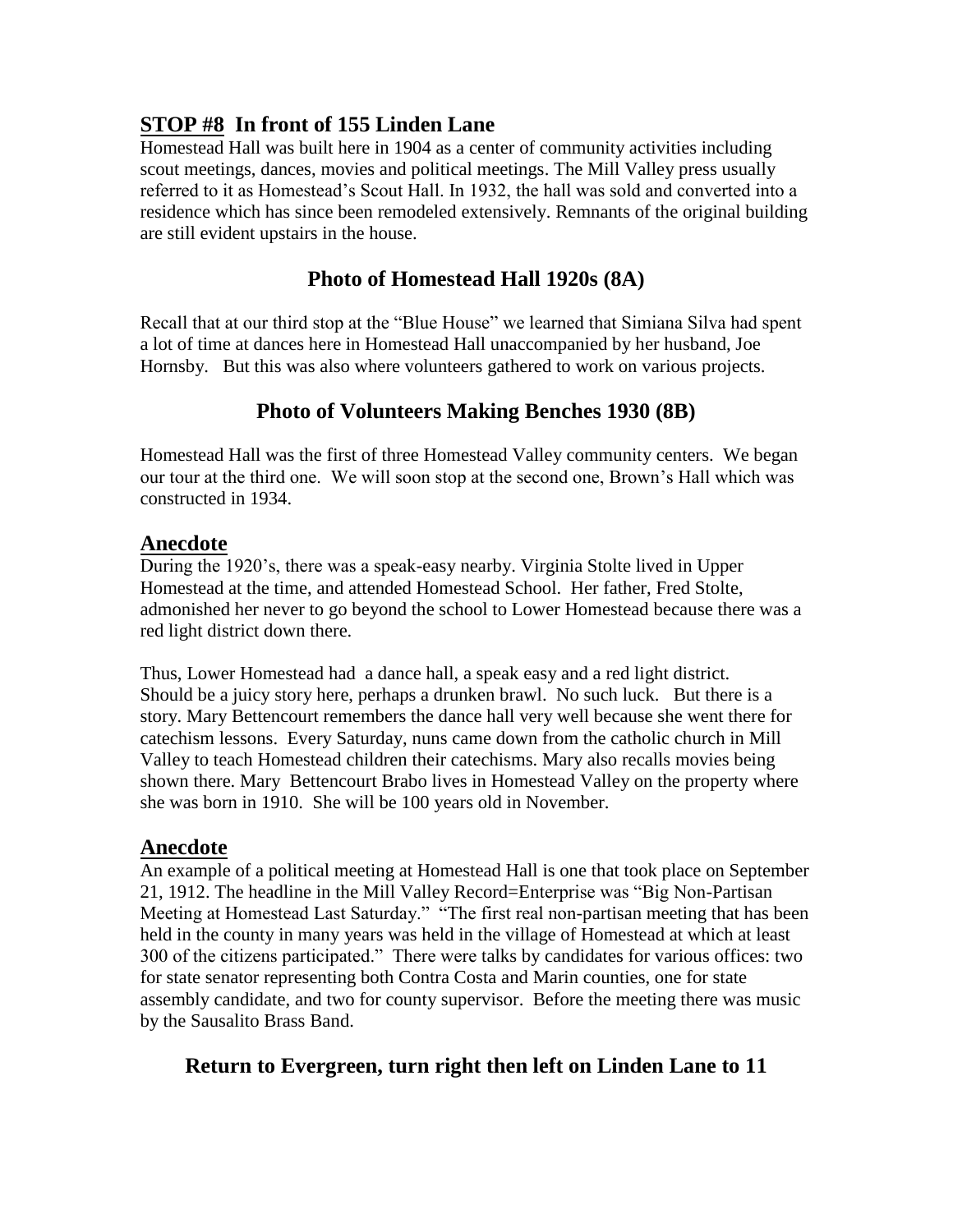## **STOP #8** In front of 155 Linden Lane

Homestead Hall was built here in 1904 as a center of community activities including scout meetings, dances, movies and political meetings. The Mill Valley press usually referred to it as Homestead's Scout Hall. In 1932, the hall was sold and converted into a residence which has since been remodeled extensively. Remnants of the original building are still evident upstairs in the house.

### Photo of Homestead Hall 1920s (8A)

Recall that at our third stop at the "Blue House" we learned that Simiana Silva had spent a lot of time at dances here in Homestead Hall unaccompanied by her husband, Joe Hornsby. But this was also where volunteers gathered to work on various projects.

### Photo of Volunteers Making Benches 1930 (8B)

Homestead Hall was the first of three Homestead Valley community centers. We began our tour at the third one. We will soon stop at the second one, Brown's Hall which was constructed in 1934.

## Anecdote

During the 1920's, there was a speak-easy nearby. Virginia Stolte lived in Upper Homestead at the time, and attended Homestead School. Her father, Fred Stolte, admonished her never to go beyond the school to Lower Homestead because there was a red light district down there.

Thus, Lower Homestead had a dance hall, a speak easy and a red light district. Should be a juicy story here, perhaps a drunken brawl. No such luck. But there is a story. Mary Bettencourt remembers the dance hall very well because she went there for catechism lessons. Every Saturday, nuns came down from the catholic church in Mill Valley to teach Homestead children their catechisms. Mary also recalls movies being shown there. Mary Bettencourt Brabo lives in Homestead Valley on the property where she was born in 1910. She will be 100 years old in November.

## Anecdote

An example of a political meeting at Homestead Hall is one that took place on September 21, 1912. The headline in the Mill Valley Record=Enterprise was "Big Non-Partisan Meeting at Homestead Last Saturday." "The first real non-partisan meeting that has been held in the county in many years was held in the village of Homestead at which at least 300 of the citizens participated." There were talks by candidates for various offices: two for state senator representing both Contra Costa and Marin counties, one for state assembly candidate, and two for county supervisor. Before the meeting there was music by the Sausalito Brass Band.

### Return to Evergreen, turn right then left on Linden Lane to 11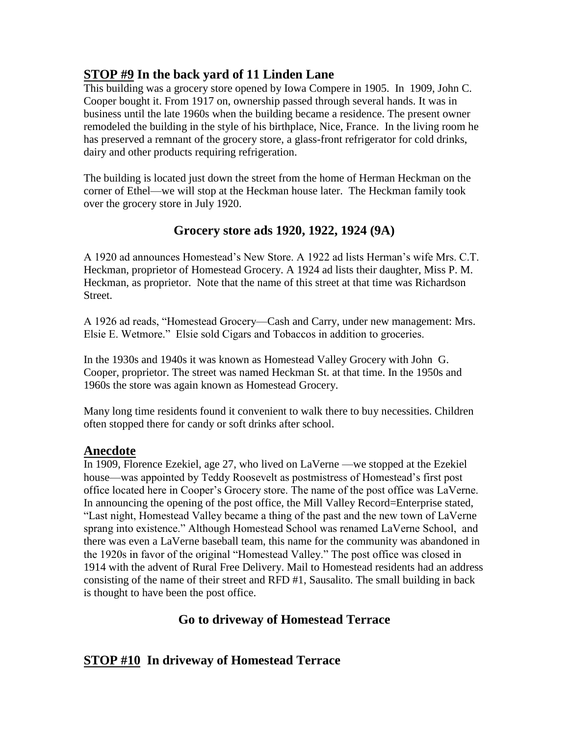## STOP #9 In the back yard of 11 Linden Lane

This building was a grocery store opened by Iowa Compere in 1905. In 1909, John C. Cooper bought it. From 1917 on, ownership passed through several hands. It was in business until the late 1960s when the building became a residence. The present owner remodeled the building in the style of his birthplace, Nice, France. In the living room he has preserved a remnant of the grocery store, a glass-front refrigerator for cold drinks, dairy and other products requiring refrigeration.

The building is located just down the street from the home of Herman Heckman on the corner of Ethel—we will stop at the Heckman house later. The Heckman family took over the grocery store in July 1920.

### Grocery store ads 1920, 1922, 1924 (9A)

A 1920 ad announces Homestead's New Store. A 1922 ad lists Herman's wife Mrs. C.T. Heckman, proprietor of Homestead Grocery. A 1924 ad lists their daughter, Miss P. M. Heckman, as proprietor. Note that the name of this street at that time was Richardson Street.

A 1926 ad reads, "Homestead Grocery—Cash and Carry, under new management: Mrs. Elsie E. Wetmore." Elsie sold Cigars and Tobaccos in addition to groceries.

In the 1930s and 1940s it was known as Homestead Valley Grocery with John G. Cooper, proprietor. The street was named Heckman St. at that time. In the 1950s and 1960s the store was again known as Homestead Grocery.

Many long time residents found it convenient to walk there to buy necessities. Children often stopped there for candy or soft drinks after school.

## Anecdote

In 1909, Florence Ezekiel, age 27, who lived on LaVerne —we stopped at the Ezekiel house—was appointed by Teddy Roosevelt as postmistress of Homestead's first post office located here in Cooper's Grocery store. The name of the post office was LaVerne. In announcing the opening of the post office, the Mill Valley Record=Enterprise stated, "Last night, Homestead Valley became a thing of the past and the new town of LaVerne sprang into existence." Although Homestead School was renamed LaVerne School, and there was even a LaVerne baseball team, this name for the community was abandoned in the 1920s in favor of the original "Homestead Valley." The post office was closed in 1914 with the advent of Rural Free Delivery. Mail to Homestead residents had an address consisting of the name of their street and RFD #1, Sausalito. The small building in back is thought to have been the post office.

### Go to driveway of Homestead Terrace

## STOP #10 In driveway of Homestead Terrace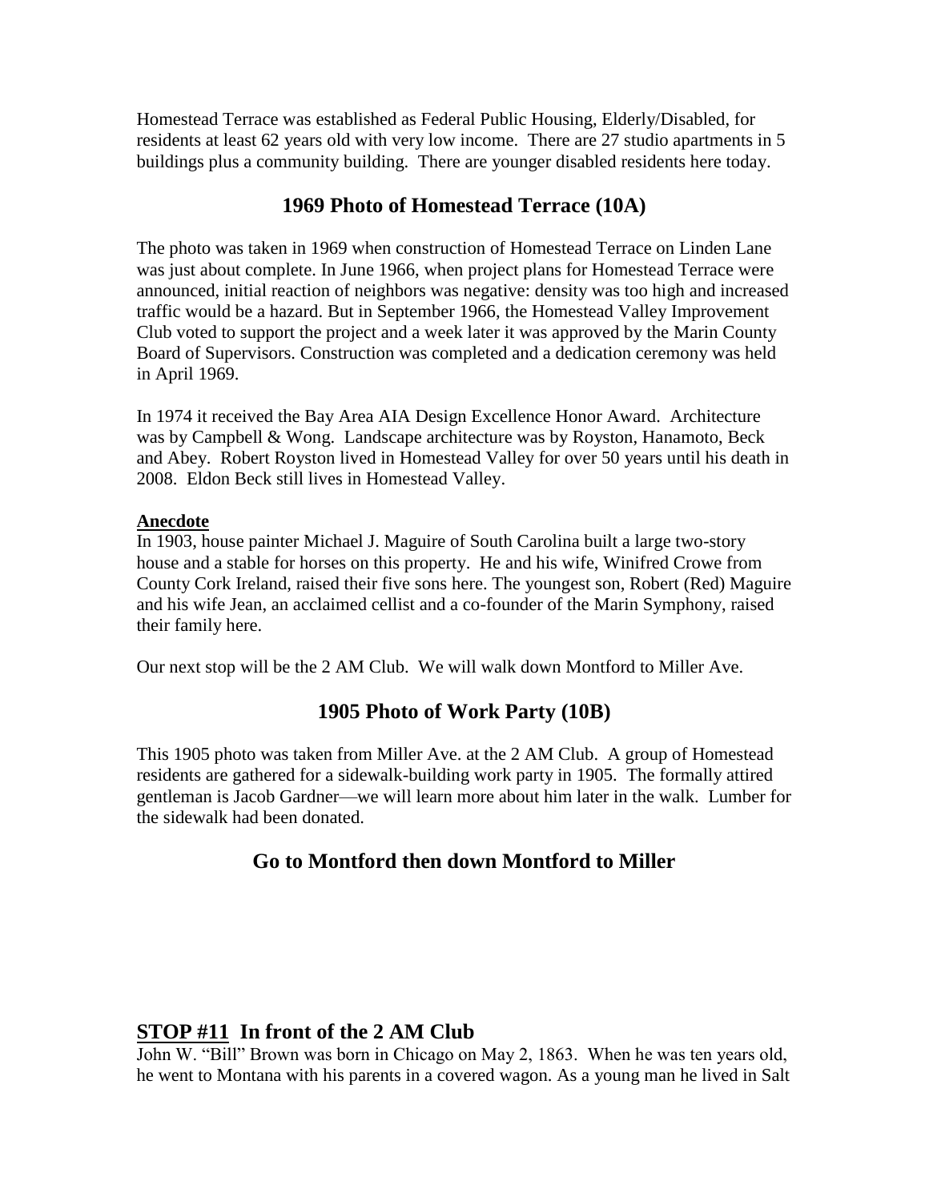Homestead Terrace was established as Federal Public Housing, Elderly/Disabled, for residents at least 62 years old with very low income. There are 27 studio apartments in 5 buildings plus a community building. There are younger disabled residents here today.

## 1969 Photo of Homestead Terrace (10A)

The photo was taken in 1969 when construction of Homestead Terrace on Linden Lane was just about complete. In June 1966, when project plans for Homestead Terrace were announced, initial reaction of neighbors was negative: density was too high and increased traffic would be a hazard. But in September 1966, the Homestead Valley Improvement Club voted to support the project and a week later it was approved by the Marin County Board of Supervisors. Construction was completed and a dedication ceremony was held in April 1969.

In 1974 it received the Bay Area AIA Design Excellence Honor Award. Architecture was by Campbell & Wong. Landscape architecture was by Royston, Hanamoto, Beck and Abey. Robert Royston lived in Homestead Valley for over 50 years until his death in 2008. Eldon Beck still lives in Homestead Valley.

**Anecdote**

In 1903, house painter Michael J. Maguire of South Carolina built a large two-story house and a stable for horses on this property. He and his wife, Winifred Crowe from County Cork Ireland, raised their five sons here. The youngest son, Robert (Red) Maguire and his wife Jean, an acclaimed cellist and a co-founder of the Marin Symphony, raised their family here.

Our next stop will be the 2 AM Club. We will walk down Montford to Miller Ave.

## 1905 Photo of Work Party (10B)

This 1905 photo was taken from Miller Ave. at the 2 AM Club. A group of Homestead residents are gathered for a sidewalk-building work party in 1905. The formally attired gentleman is Jacob Gardner—we will learn more about him later in the walk. Lumber for the sidewalk had been donated.

## Go to Montford then down Montford to Miller

## STOP #11 In front of the 2 AM Club

John W. "Bill" Brown was born in Chicago on May 2, 1863. When he was ten years old, he went to Montana with his parents in a covered wagon. As a young man he lived in Salt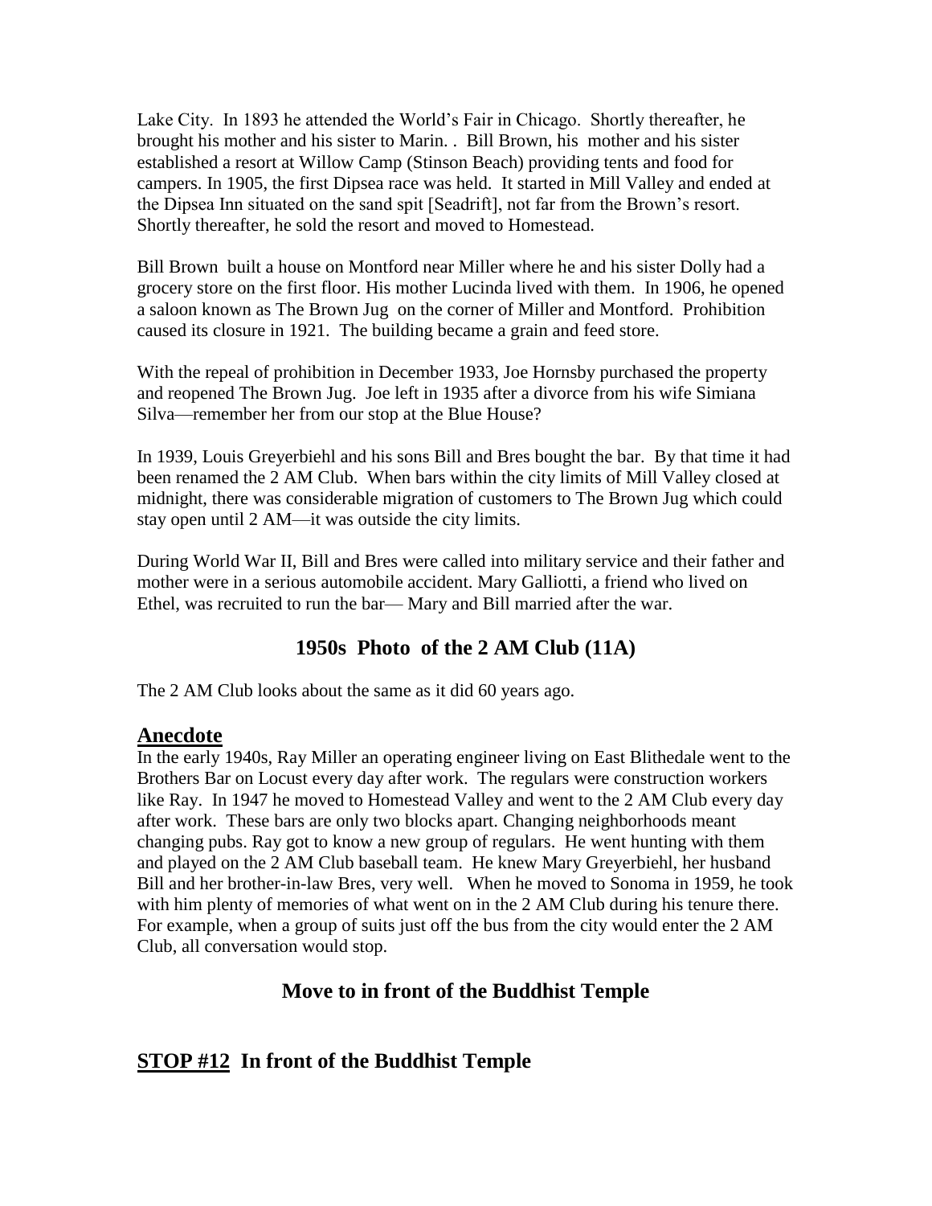Lake City. In 1893 he attended the World's Fair in Chicago. Shortly thereafter, he brought his mother and his sister to Marin. . Bill Brown, his mother and his sister established a resort at Willow Camp (Stinson Beach) providing tents and food for campers. In 1905, the first Dipsea race was held. It started in Mill Valley and ended at the Dipsea Inn situated on the sand spit [Seadrift], not far from the Brown's resort. Shortly thereafter, he sold the resort and moved to Homestead.

Bill Brown built a house on Montford near Miller where he and his sister Dolly had a grocery store on the first floor. His mother Lucinda lived with them. In 1906, he opened a saloon known as The Brown Jug on the corner of Miller and Montford. Prohibition caused its closure in 1921. The building became a grain and feed store.

With the repeal of prohibition in December 1933, Joe Hornsby purchased the property and reopened The Brown Jug. Joe left in 1935 after a divorce from his wife Simiana Silva—remember her from our stop at the Blue House?

In 1939, Louis Greyerbiehl and his sons Bill and Bres bought the bar. By that time it had been renamed the 2 AM Club. When bars within the city limits of Mill Valley closed at midnight, there was considerable migration of customers to The Brown Jug which could stay open until 2 AM—it was outside the city limits.

During World War II, Bill and Bres were called into military service and their father and mother were in a serious automobile accident. Mary Galliotti, a friend who lived on Ethel, was recruited to run the bar— Mary and Bill married after the war.

### 1950s Photo of the 2 AM Club (11A)

The 2 AM Club looks about the same as it did 60 years ago.

## Anecdote

In the early 1940s, Ray Miller an operating engineer living on East Blithedale went to the Brothers Bar on Locust every day after work. The regulars were construction workers like Ray. In 1947 he moved to Homestead Valley and went to the 2 AM Club every day after work. These bars are only two blocks apart. Changing neighborhoods meant changing pubs. Ray got to know a new group of regulars. He went hunting with them and played on the 2 AM Club baseball team. He knew Mary Greyerbiehl, her husband Bill and her brother-in-law Bres, very well. When he moved to Sonoma in 1959, he took with him plenty of memories of what went on in the 2 AM Club during his tenure there. For example, when a group of suits just off the bus from the city would enter the 2 AM Club, all conversation would stop.

### Move to in front of the Buddhist Temple

## STOP #12 In front of the Buddhist Temple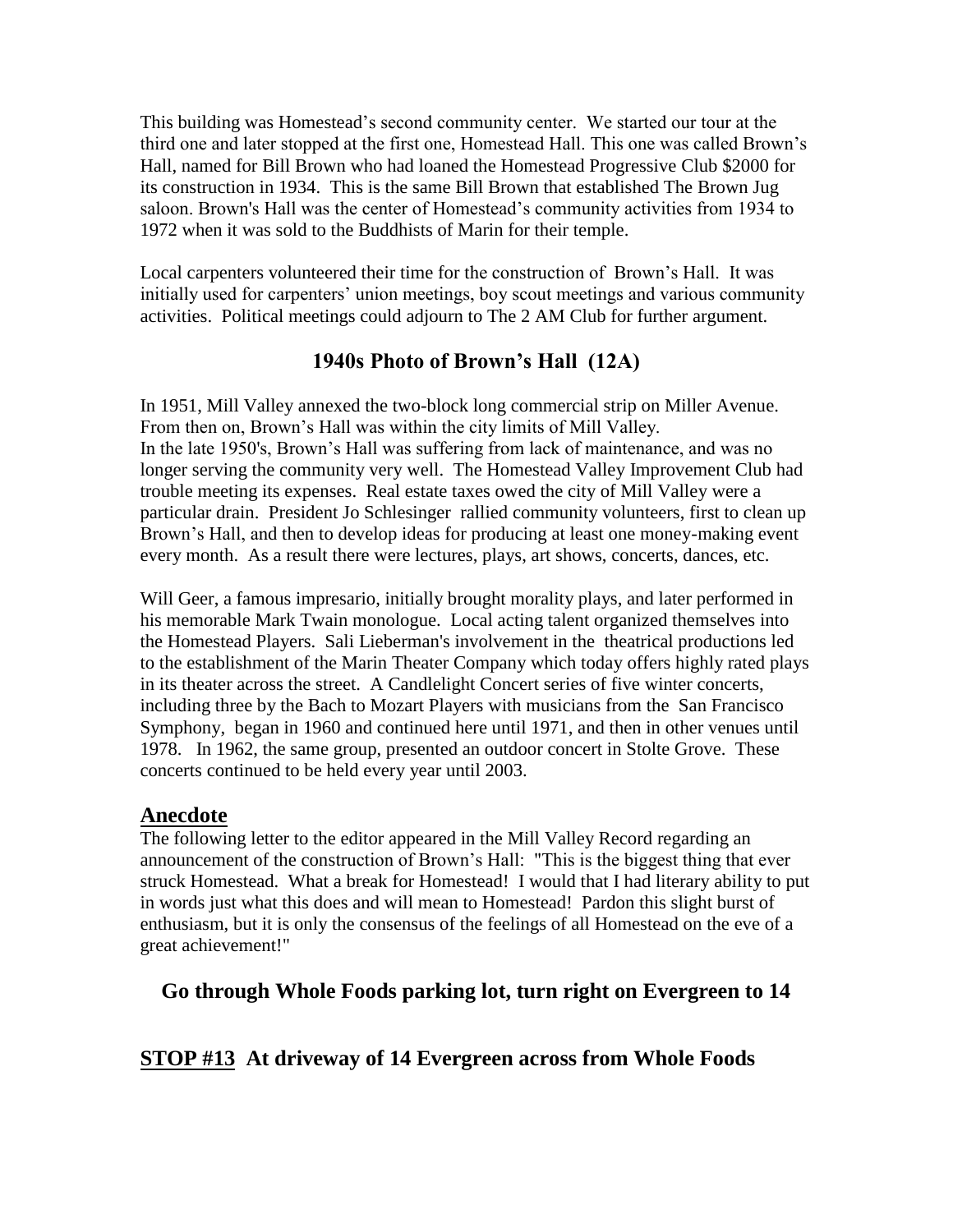This building was Homestead's second community center. We started our tour at the third one and later stopped at the first one, Homestead Hall. This one was called Brown's Hall, named for Bill Brown who had loaned the Homestead Progressive Club $2000 for its construction in 1934. This is the same Bill Brown that established The Brown Jug saloon. Brown's Hall was the center of Homestead's community activities from 1934 to 1972 when it was sold to the Buddhists of Marin for their temple.

Local carpenters volunteered their time for the construction of Brown's Hall. It was initially used for carpenters' union meetings, boy scout meetings and various community activities. Political meetings could adjourn to The 2 AM Club for further argument.

### 1940s Photo of Brown's Hall (12A)

In 1951, Mill Valley annexed the two-block long commercial strip on Miller Avenue. From then on, Brown's Hall was within the city limits of Mill Valley.
In the late 1950's, Brown's Hall was suffering from lack of maintenance, and was no longer serving the community very well. The Homestead Valley Improvement Club had trouble meeting its expenses. Real estate taxes owed the city of Mill Valley were a particular drain. President Jo Schlesinger rallied community volunteers, first to clean up Brown's Hall, and then to develop ideas for producing at least one money-making event every month. As a result there were lectures, plays, art shows, concerts, dances, etc.

Will Geer, a famous impresario, initially brought morality plays, and later performed in his memorable Mark Twain monologue. Local acting talent organized themselves into the Homestead Players. Sali Lieberman's involvement in the theatrical productions led to the establishment of the Marin Theater Company which today offers highly rated plays in its theater across the street. A Candlelight Concert series of five winter concerts, including three by the Bach to Mozart Players with musicians from the San Francisco Symphony, began in 1960 and continued here until 1971, and then in other venues until 1978. In 1962, the same group, presented an outdoor concert in Stolte Grove. These concerts continued to be held every year until 2003.

## Anecdote

The following letter to the editor appeared in the Mill Valley Record regarding an announcement of the construction of Brown's Hall: "This is the biggest thing that ever struck Homestead. What a break for Homestead! I would that I had literary ability to put in words just what this does and will mean to Homestead! Pardon this slight burst of enthusiasm, but it is only the consensus of the feelings of all Homestead on the eve of a great achievement!"

### Go through Whole Foods parking lot, turn right on Evergreen to 14

## STOP #13 At driveway of 14 Evergreen across from Whole Foods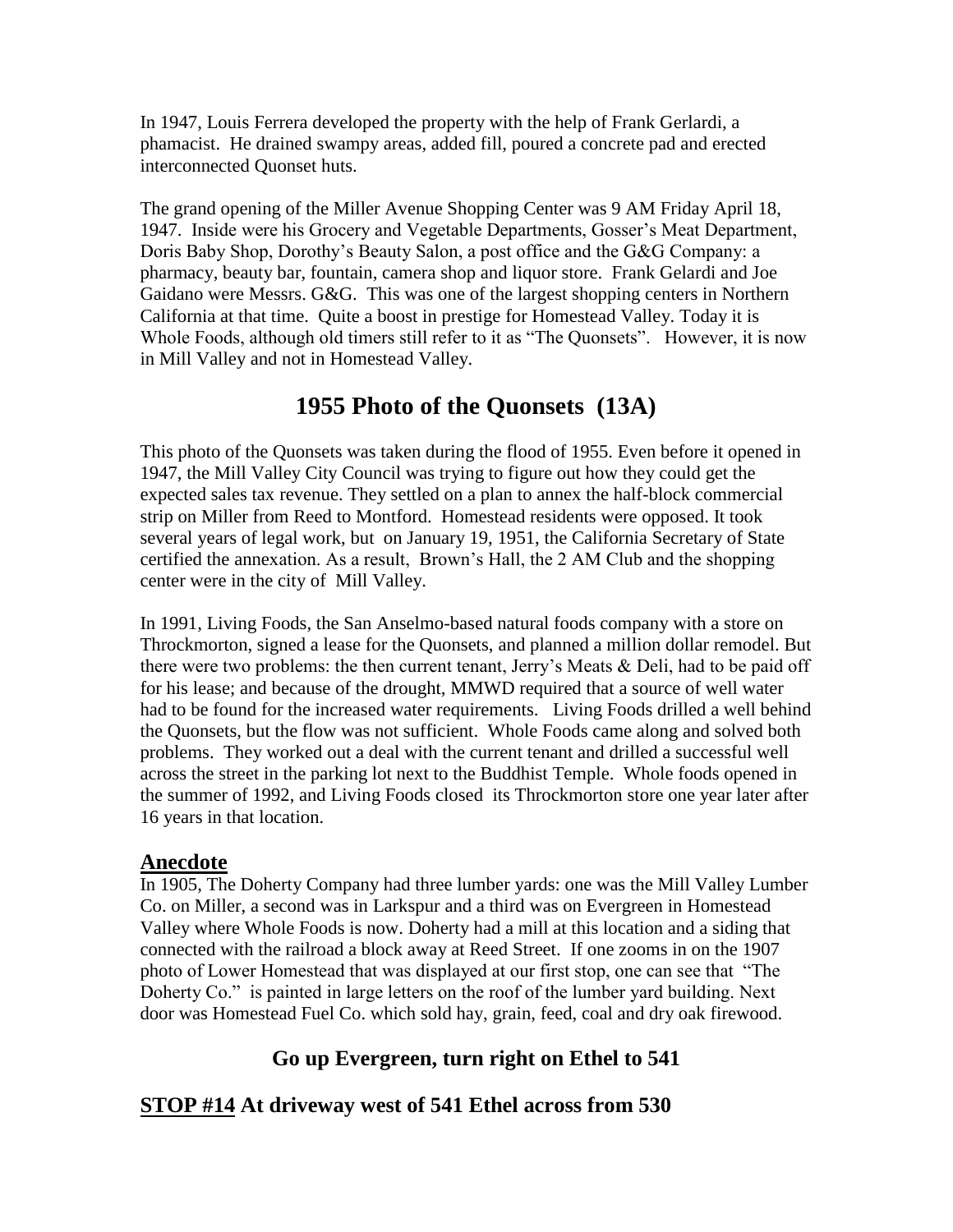In 1947, Louis Ferrera developed the property with the help of Frank Gerlardi, a phamacist. He drained swampy areas, added fill, poured a concrete pad and erected interconnected Quonset huts.

The grand opening of the Miller Avenue Shopping Center was 9 AM Friday April 18, 1947. Inside were his Grocery and Vegetable Departments, Gosser's Meat Department, Doris Baby Shop, Dorothy's Beauty Salon, a post office and the G&G Company: a pharmacy, beauty bar, fountain, camera shop and liquor store. Frank Gelardi and Joe Gaidano were Messrs. G&G. This was one of the largest shopping centers in Northern California at that time. Quite a boost in prestige for Homestead Valley. Today it is Whole Foods, although old timers still refer to it as "The Quonsets". However, it is now in Mill Valley and not in Homestead Valley.

## 1955 Photo of the Quonsets (13A)

This photo of the Quonsets was taken during the flood of 1955. Even before it opened in 1947, the Mill Valley City Council was trying to figure out how they could get the expected sales tax revenue. They settled on a plan to annex the half-block commercial strip on Miller from Reed to Montford. Homestead residents were opposed. It took several years of legal work, but on January 19, 1951, the California Secretary of State certified the annexation. As a result, Brown's Hall, the 2 AM Club and the shopping center were in the city of Mill Valley.

In 1991, Living Foods, the San Anselmo-based natural foods company with a store on Throckmorton, signed a lease for the Quonsets, and planned a million dollar remodel. But there were two problems: the then current tenant, Jerry's Meats & Deli, had to be paid off for his lease; and because of the drought, MMWD required that a source of well water had to be found for the increased water requirements. Living Foods drilled a well behind the Quonsets, but the flow was not sufficient. Whole Foods came along and solved both problems. They worked out a deal with the current tenant and drilled a successful well across the street in the parking lot next to the Buddhist Temple. Whole foods opened in the summer of 1992, and Living Foods closed its Throckmorton store one year later after 16 years in that location.

### Anecdote

In 1905, The Doherty Company had three lumber yards: one was the Mill Valley Lumber Co. on Miller, a second was in Larkspur and a third was on Evergreen in Homestead Valley where Whole Foods is now. Doherty had a mill at this location and a siding that connected with the railroad a block away at Reed Street. If one zooms in on the 1907 photo of Lower Homestead that was displayed at our first stop, one can see that "The Doherty Co." is painted in large letters on the roof of the lumber yard building. Next door was Homestead Fuel Co. which sold hay, grain, feed, coal and dry oak firewood.

### Go up Evergreen, turn right on Ethel to 541

## STOP #14 At driveway west of 541 Ethel across from 530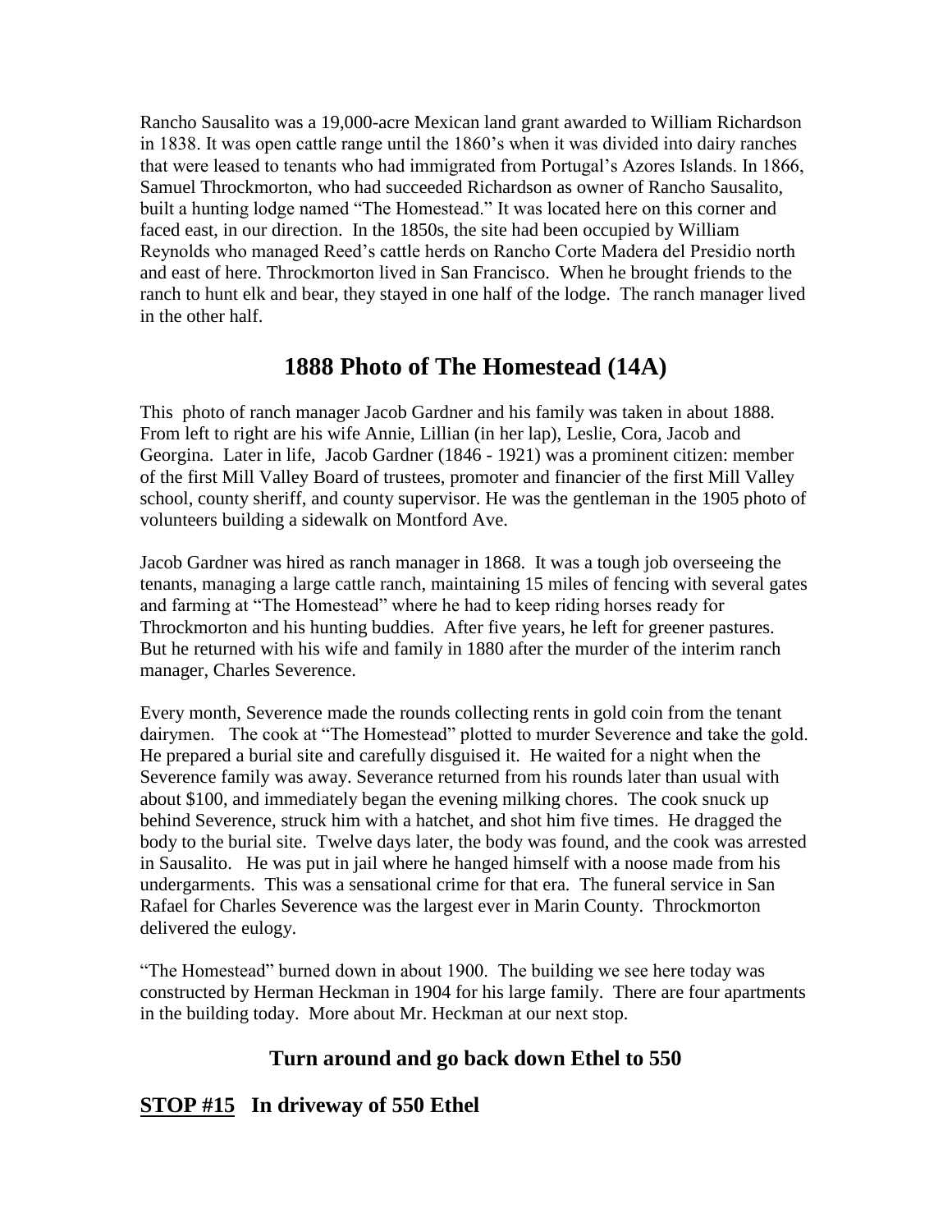Rancho Sausalito was a 19,000-acre Mexican land grant awarded to William Richardson in 1838. It was open cattle range until the 1860's when it was divided into dairy ranches that were leased to tenants who had immigrated from Portugal's Azores Islands. In 1866, Samuel Throckmorton, who had succeeded Richardson as owner of Rancho Sausalito, built a hunting lodge named "The Homestead." It was located here on this corner and faced east, in our direction. In the 1850s, the site had been occupied by William Reynolds who managed Reed's cattle herds on Rancho Corte Madera del Presidio north and east of here. Throckmorton lived in San Francisco. When he brought friends to the ranch to hunt elk and bear, they stayed in one half of the lodge. The ranch manager lived in the other half.

## 1888 Photo of The Homestead (14A)

This photo of ranch manager Jacob Gardner and his family was taken in about 1888. From left to right are his wife Annie, Lillian (in her lap), Leslie, Cora, Jacob and Georgina. Later in life, Jacob Gardner (1846 - 1921) was a prominent citizen: member of the first Mill Valley Board of trustees, promoter and financier of the first Mill Valley school, county sheriff, and county supervisor. He was the gentleman in the 1905 photo of volunteers building a sidewalk on Montford Ave.

Jacob Gardner was hired as ranch manager in 1868. It was a tough job overseeing the tenants, managing a large cattle ranch, maintaining 15 miles of fencing with several gates and farming at "The Homestead" where he had to keep riding horses ready for Throckmorton and his hunting buddies. After five years, he left for greener pastures. But he returned with his wife and family in 1880 after the murder of the interim ranch manager, Charles Severence.

Every month, Severence made the rounds collecting rents in gold coin from the tenant dairymen. The cook at "The Homestead" plotted to murder Severence and take the gold. He prepared a burial site and carefully disguised it. He waited for a night when the Severence family was away. Severance returned from his rounds later than usual with about $100, and immediately began the evening milking chores. The cook snuck up behind Severence, struck him with a hatchet, and shot him five times. He dragged the body to the burial site. Twelve days later, the body was found, and the cook was arrested in Sausalito. He was put in jail where he hanged himself with a noose made from his undergarments. This was a sensational crime for that era. The funeral service in San Rafael for Charles Severence was the largest ever in Marin County. Throckmorton delivered the eulogy.

"The Homestead" burned down in about 1900. The building we see here today was constructed by Herman Heckman in 1904 for his large family. There are four apartments in the building today. More about Mr. Heckman at our next stop.

### Turn around and go back down Ethel to 550

### <u>STOP #15</u> In driveway of 550 Ethel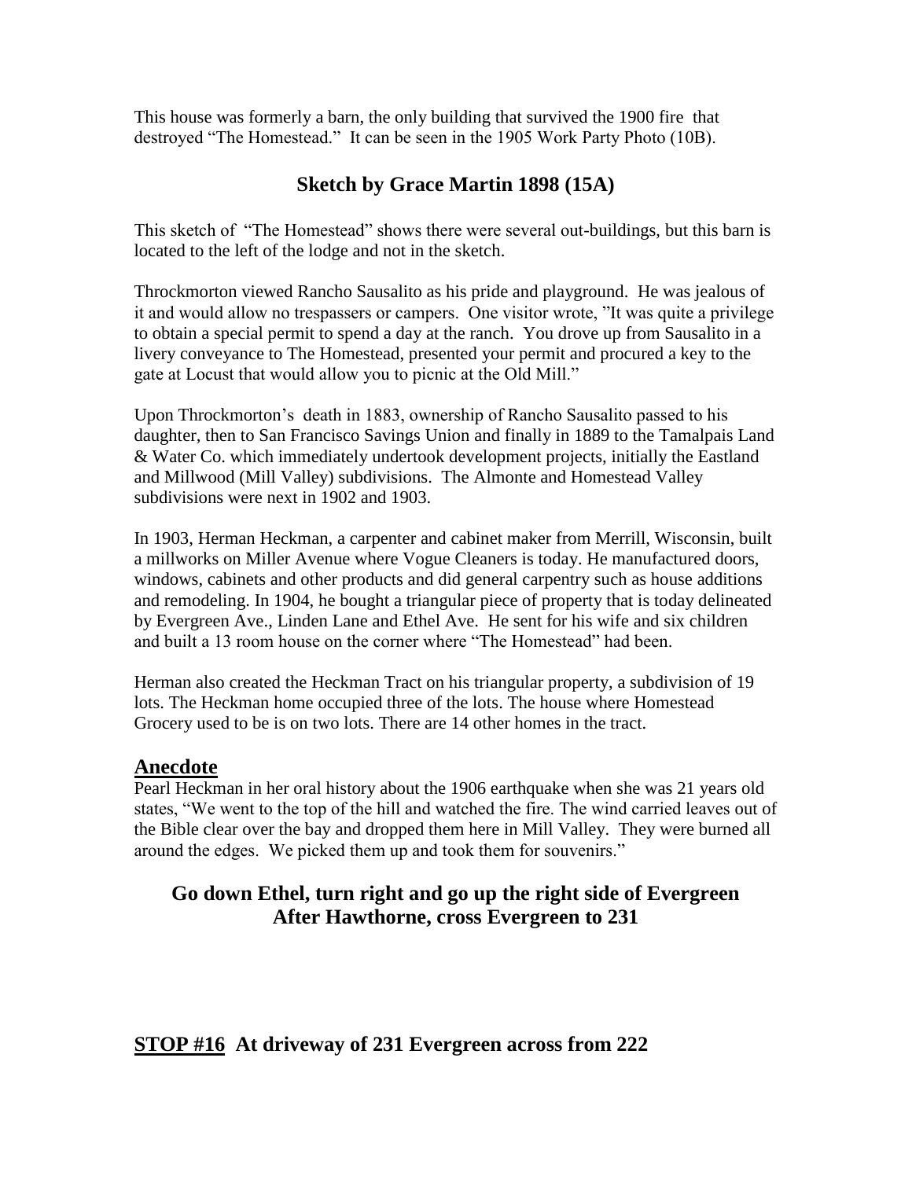This house was formerly a barn, the only building that survived the 1900 fire that destroyed "The Homestead." It can be seen in the 1905 Work Party Photo (10B).

## Sketch by Grace Martin 1898 (15A)

This sketch of "The Homestead" shows there were several out-buildings, but this barn is located to the left of the lodge and not in the sketch.

Throckmorton viewed Rancho Sausalito as his pride and playground. He was jealous of it and would allow no trespassers or campers. One visitor wrote, "It was quite a privilege to obtain a special permit to spend a day at the ranch. You drove up from Sausalito in a livery conveyance to The Homestead, presented your permit and procured a key to the gate at Locust that would allow you to picnic at the Old Mill."

Upon Throckmorton's death in 1883, ownership of Rancho Sausalito passed to his daughter, then to San Francisco Savings Union and finally in 1889 to the Tamalpais Land & Water Co. which immediately undertook development projects, initially the Eastland and Millwood (Mill Valley) subdivisions. The Almonte and Homestead Valley subdivisions were next in 1902 and 1903.

In 1903, Herman Heckman, a carpenter and cabinet maker from Merrill, Wisconsin, built a millworks on Miller Avenue where Vogue Cleaners is today. He manufactured doors, windows, cabinets and other products and did general carpentry such as house additions and remodeling. In 1904, he bought a triangular piece of property that is today delineated by Evergreen Ave., Linden Lane and Ethel Ave. He sent for his wife and six children and built a 13 room house on the corner where "The Homestead" had been.

Herman also created the Heckman Tract on his triangular property, a subdivision of 19 lots. The Heckman home occupied three of the lots. The house where Homestead Grocery used to be is on two lots. There are 14 other homes in the tract.

## Anecdote

Pearl Heckman in her oral history about the 1906 earthquake when she was 21 years old states, "We went to the top of the hill and watched the fire. The wind carried leaves out of the Bible clear over the bay and dropped them here in Mill Valley. They were burned all around the edges. We picked them up and took them for souvenirs."

### Go down Ethel, turn right and go up the right side of Evergreen After Hawthorne, cross Evergreen to 231

## STOP #16 At driveway of 231 Evergreen across from 222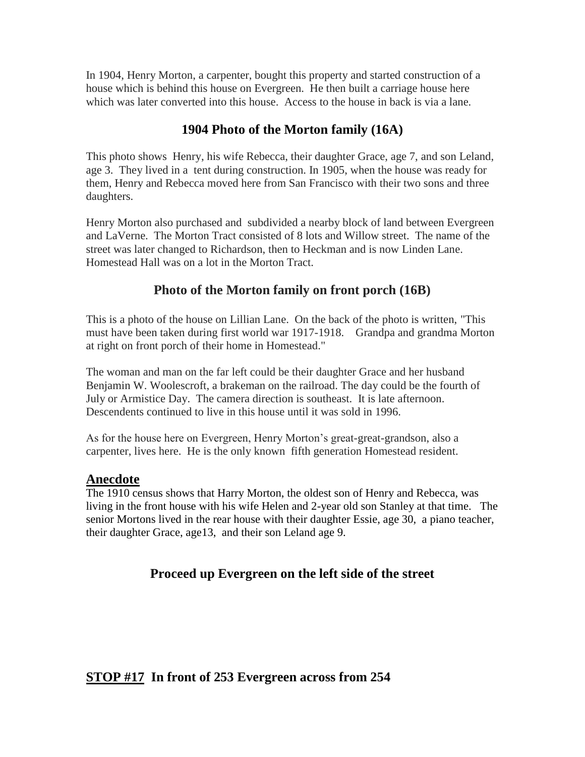In 1904, Henry Morton, a carpenter, bought this property and started construction of a house which is behind this house on Evergreen. He then built a carriage house here which was later converted into this house. Access to the house in back is via a lane.

### 1904 Photo of the Morton family (16A)

This photo shows Henry, his wife Rebecca, their daughter Grace, age 7, and son Leland, age 3. They lived in a tent during construction. In 1905, when the house was ready for them, Henry and Rebecca moved here from San Francisco with their two sons and three daughters.

Henry Morton also purchased and subdivided a nearby block of land between Evergreen and LaVerne. The Morton Tract consisted of 8 lots and Willow street. The name of the street was later changed to Richardson, then to Heckman and is now Linden Lane. Homestead Hall was on a lot in the Morton Tract.

### Photo of the Morton family on front porch (16B)

This is a photo of the house on Lillian Lane. On the back of the photo is written, "This must have been taken during first world war 1917-1918. Grandpa and grandma Morton at right on front porch of their home in Homestead."

The woman and man on the far left could be their daughter Grace and her husband Benjamin W. Woolescroft, a brakeman on the railroad. The day could be the fourth of July or Armistice Day. The camera direction is southeast. It is late afternoon. Descendents continued to live in this house until it was sold in 1996.

As for the house here on Evergreen, Henry Morton's great-great-grandson, also a carpenter, lives here. He is the only known fifth generation Homestead resident.

## Anecdote

The 1910 census shows that Harry Morton, the oldest son of Henry and Rebecca, was living in the front house with his wife Helen and 2-year old son Stanley at that time. The senior Mortons lived in the rear house with their daughter Essie, age 30, a piano teacher, their daughter Grace, age13, and their son Leland age 9.

### Proceed up Evergreen on the left side of the street

## STOP #17 In front of 253 Evergreen across from 254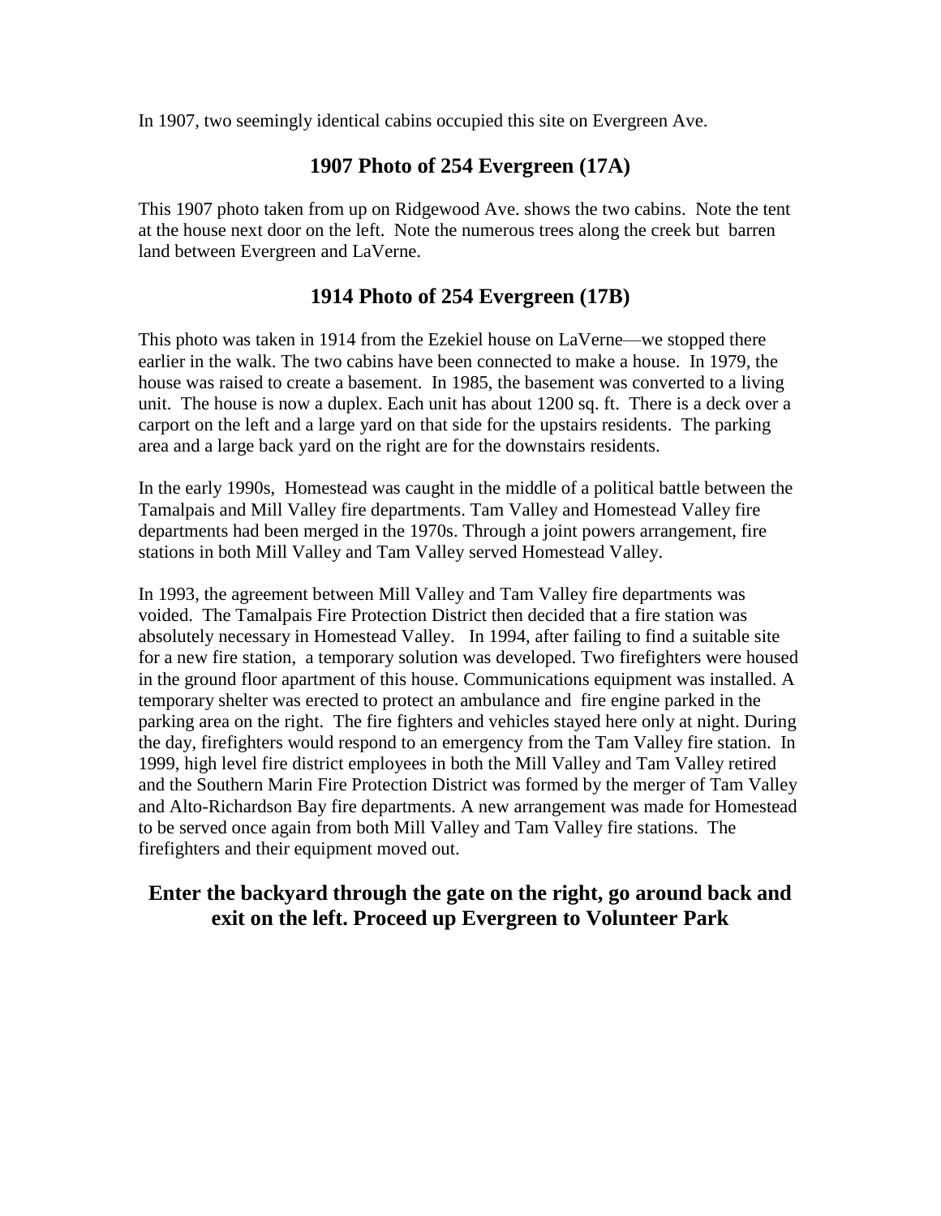In 1907, two seemingly identical cabins occupied this site on Evergreen Ave.

## 1907 Photo of 254 Evergreen (17A)

This 1907 photo taken from up on Ridgewood Ave. shows the two cabins. Note the tent at the house next door on the left. Note the numerous trees along the creek but barren land between Evergreen and LaVerne.

## 1914 Photo of 254 Evergreen (17B)

This photo was taken in 1914 from the Ezekiel house on LaVerne—we stopped there earlier in the walk. The two cabins have been connected to make a house. In 1979, the house was raised to create a basement. In 1985, the basement was converted to a living unit. The house is now a duplex. Each unit has about 1200 sq. ft. There is a deck over a carport on the left and a large yard on that side for the upstairs residents. The parking area and a large back yard on the right are for the downstairs residents.

In the early 1990s, Homestead was caught in the middle of a political battle between the Tamalpais and Mill Valley fire departments. Tam Valley and Homestead Valley fire departments had been merged in the 1970s. Through a joint powers arrangement, fire stations in both Mill Valley and Tam Valley served Homestead Valley.

In 1993, the agreement between Mill Valley and Tam Valley fire departments was voided. The Tamalpais Fire Protection District then decided that a fire station was absolutely necessary in Homestead Valley. In 1994, after failing to find a suitable site for a new fire station, a temporary solution was developed. Two firefighters were housed in the ground floor apartment of this house. Communications equipment was installed. A temporary shelter was erected to protect an ambulance and fire engine parked in the parking area on the right. The fire fighters and vehicles stayed here only at night. During the day, firefighters would respond to an emergency from the Tam Valley fire station. In 1999, high level fire district employees in both the Mill Valley and Tam Valley retired and the Southern Marin Fire Protection District was formed by the merger of Tam Valley and Alto-Richardson Bay fire departments. A new arrangement was made for Homestead to be served once again from both Mill Valley and Tam Valley fire stations. The firefighters and their equipment moved out.

## Enter the backyard through the gate on the right, go around back and exit on the left. Proceed up Evergreen to Volunteer Park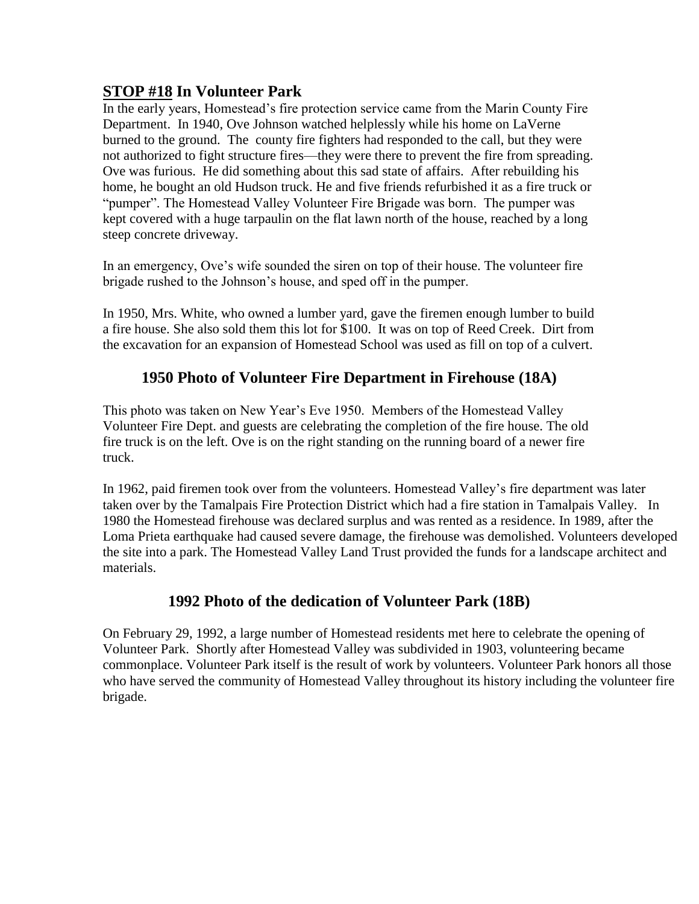## **STOP #18** In Volunteer Park

In the early years, Homestead's fire protection service came from the Marin County Fire Department. In 1940, Ove Johnson watched helplessly while his home on LaVerne burned to the ground. The county fire fighters had responded to the call, but they were not authorized to fight structure fires—they were there to prevent the fire from spreading. Ove was furious. He did something about this sad state of affairs. After rebuilding his home, he bought an old Hudson truck. He and five friends refurbished it as a fire truck or "pumper". The Homestead Valley Volunteer Fire Brigade was born. The pumper was kept covered with a huge tarpaulin on the flat lawn north of the house, reached by a long steep concrete driveway.

In an emergency, Ove's wife sounded the siren on top of their house. The volunteer fire brigade rushed to the Johnson's house, and sped off in the pumper.

In 1950, Mrs. White, who owned a lumber yard, gave the firemen enough lumber to build a fire house. She also sold them this lot for $100. It was on top of Reed Creek. Dirt from the excavation for an expansion of Homestead School was used as fill on top of a culvert.

### 1950 Photo of Volunteer Fire Department in Firehouse (18A)

This photo was taken on New Year's Eve 1950. Members of the Homestead Valley Volunteer Fire Dept. and guests are celebrating the completion of the fire house. The old fire truck is on the left. Ove is on the right standing on the running board of a newer fire truck.

In 1962, paid firemen took over from the volunteers. Homestead Valley's fire department was later taken over by the Tamalpais Fire Protection District which had a fire station in Tamalpais Valley. In 1980 the Homestead firehouse was declared surplus and was rented as a residence. In 1989, after the Loma Prieta earthquake had caused severe damage, the firehouse was demolished. Volunteers developed the site into a park. The Homestead Valley Land Trust provided the funds for a landscape architect and materials.

### 1992 Photo of the dedication of Volunteer Park (18B)

On February 29, 1992, a large number of Homestead residents met here to celebrate the opening of Volunteer Park. Shortly after Homestead Valley was subdivided in 1903, volunteering became commonplace. Volunteer Park itself is the result of work by volunteers. Volunteer Park honors all those who have served the community of Homestead Valley throughout its history including the volunteer fire brigade.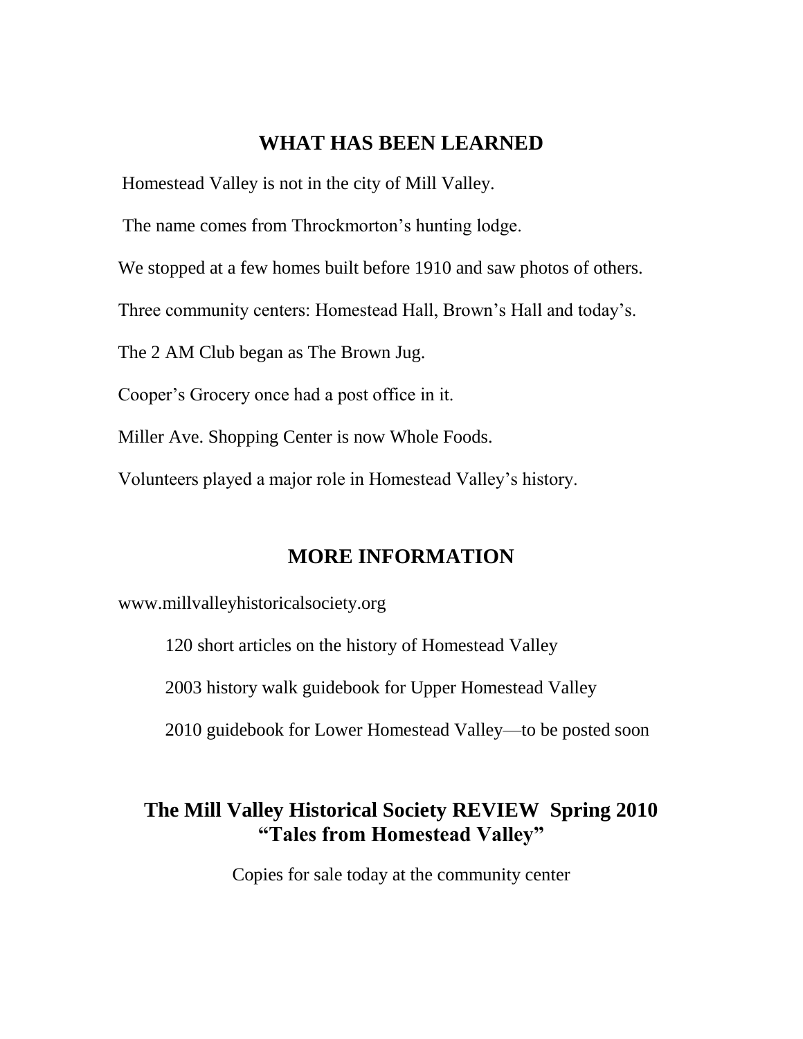## WHAT HAS BEEN LEARNED

Homestead Valley is not in the city of Mill Valley.

The name comes from Throckmorton's hunting lodge.

We stopped at a few homes built before 1910 and saw photos of others.

Three community centers: Homestead Hall, Brown's Hall and today's.

The 2 AM Club began as The Brown Jug.

Cooper's Grocery once had a post office in it.

Miller Ave. Shopping Center is now Whole Foods.

Volunteers played a major role in Homestead Valley's history.

## MORE INFORMATION

www.millvalleyhistoricalsociety.org

120 short articles on the history of Homestead Valley

2003 history walk guidebook for Upper Homestead Valley

2010 guidebook for Lower Homestead Valley—to be posted soon

## The Mill Valley Historical Society REVIEW Spring 2010 "Tales from Homestead Valley"

Copies for sale today at the community center